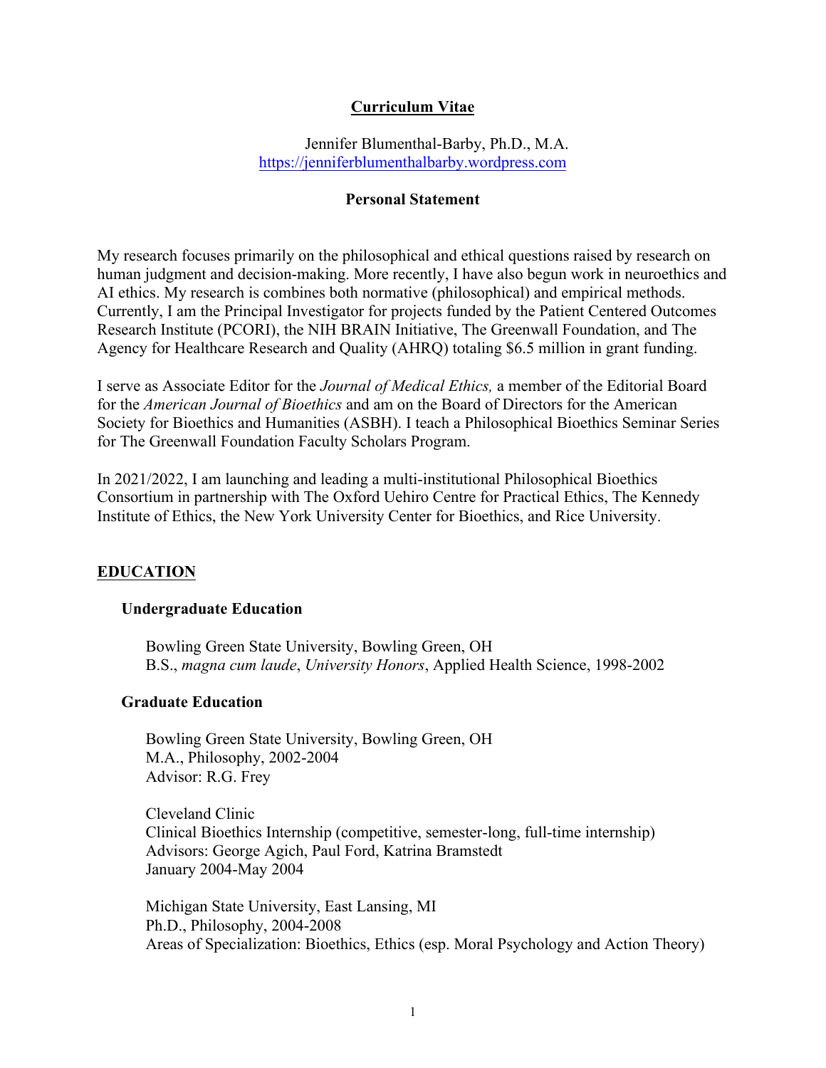# Curriculum Vitae

Jennifer Blumenthal-Barby, Ph.D., M.A.
https://jenniferblumenthalbarby.wordpress.com

## Personal Statement

My research focuses primarily on the philosophical and ethical questions raised by research on human judgment and decision-making. More recently, I have also begun work in neuroethics and AI ethics. My research is combines both normative (philosophical) and empirical methods. Currently, I am the Principal Investigator for projects funded by the Patient Centered Outcomes Research Institute (PCORI), the NIH BRAIN Initiative, The Greenwall Foundation, and The Agency for Healthcare Research and Quality (AHRQ) totaling $6.5 million in grant funding.

I serve as Associate Editor for the *Journal of Medical Ethics,* a member of the Editorial Board for the *American Journal of Bioethics* and am on the Board of Directors for the American Society for Bioethics and Humanities (ASBH). I teach a Philosophical Bioethics Seminar Series for The Greenwall Foundation Faculty Scholars Program.

In 2021/2022, I am launching and leading a multi-institutional Philosophical Bioethics Consortium in partnership with The Oxford Uehiro Centre for Practical Ethics, The Kennedy Institute of Ethics, the New York University Center for Bioethics, and Rice University.

## EDUCATION

### Undergraduate Education

Bowling Green State University, Bowling Green, OH
B.S., *magna cum laude*, *University Honors*, Applied Health Science, 1998-2002

### Graduate Education

Bowling Green State University, Bowling Green, OH
M.A., Philosophy, 2002-2004
Advisor: R.G. Frey

Cleveland Clinic
Clinical Bioethics Internship (competitive, semester-long, full-time internship)
Advisors: George Agich, Paul Ford, Katrina Bramstedt
January 2004-May 2004

Michigan State University, East Lansing, MI
Ph.D., Philosophy, 2004-2008
Areas of Specialization: Bioethics, Ethics (esp. Moral Psychology and Action Theory)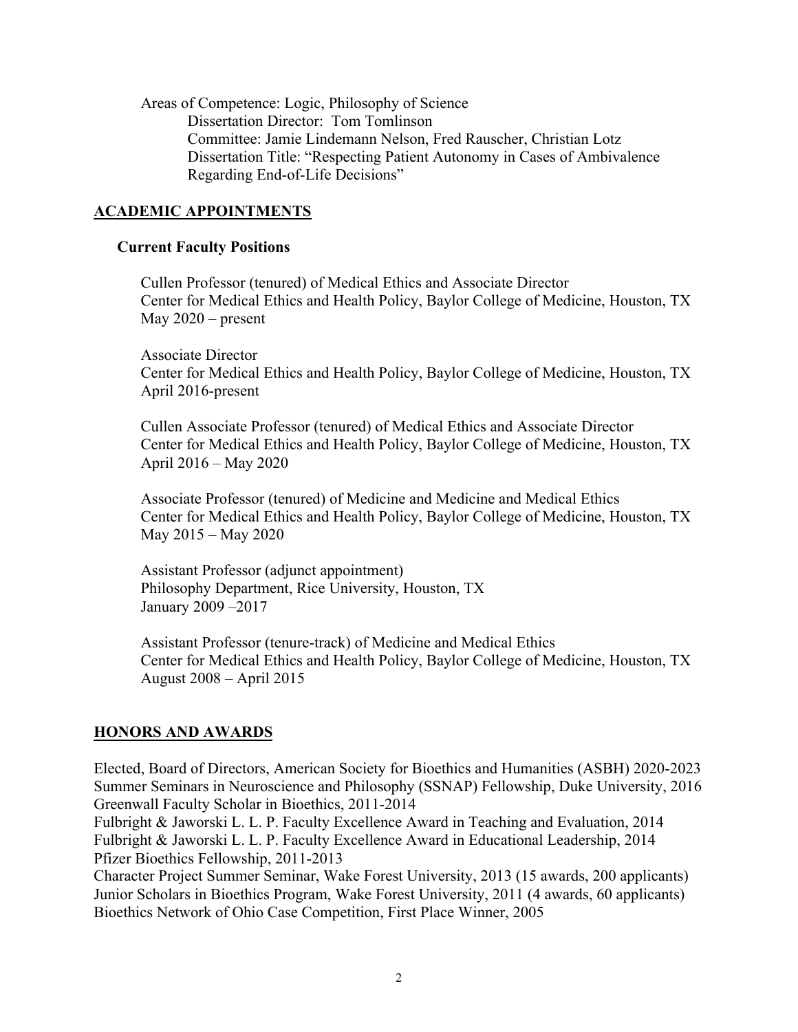Areas of Competence: Logic, Philosophy of Science

Dissertation Director: Tom Tomlinson

Committee: Jamie Lindemann Nelson, Fred Rauscher, Christian Lotz

Dissertation Title: "Respecting Patient Autonomy in Cases of Ambivalence Regarding End-of-Life Decisions"

## ACADEMIC APPOINTMENTS

### Current Faculty Positions

Cullen Professor (tenured) of Medical Ethics and Associate Director
Center for Medical Ethics and Health Policy, Baylor College of Medicine, Houston, TX
May 2020 – present

Associate Director
Center for Medical Ethics and Health Policy, Baylor College of Medicine, Houston, TX
April 2016-present

Cullen Associate Professor (tenured) of Medical Ethics and Associate Director
Center for Medical Ethics and Health Policy, Baylor College of Medicine, Houston, TX
April 2016 – May 2020

Associate Professor (tenured) of Medicine and Medicine and Medical Ethics
Center for Medical Ethics and Health Policy, Baylor College of Medicine, Houston, TX
May 2015 – May 2020

Assistant Professor (adjunct appointment)
Philosophy Department, Rice University, Houston, TX
January 2009 –2017

Assistant Professor (tenure-track) of Medicine and Medical Ethics
Center for Medical Ethics and Health Policy, Baylor College of Medicine, Houston, TX
August 2008 – April 2015

## HONORS AND AWARDS

Elected, Board of Directors, American Society for Bioethics and Humanities (ASBH) 2020-2023
Summer Seminars in Neuroscience and Philosophy (SSNAP) Fellowship, Duke University, 2016
Greenwall Faculty Scholar in Bioethics, 2011-2014
Fulbright & Jaworski L. L. P. Faculty Excellence Award in Teaching and Evaluation, 2014
Fulbright & Jaworski L. L. P. Faculty Excellence Award in Educational Leadership, 2014
Pfizer Bioethics Fellowship, 2011-2013
Character Project Summer Seminar, Wake Forest University, 2013 (15 awards, 200 applicants)
Junior Scholars in Bioethics Program, Wake Forest University, 2011 (4 awards, 60 applicants)
Bioethics Network of Ohio Case Competition, First Place Winner, 2005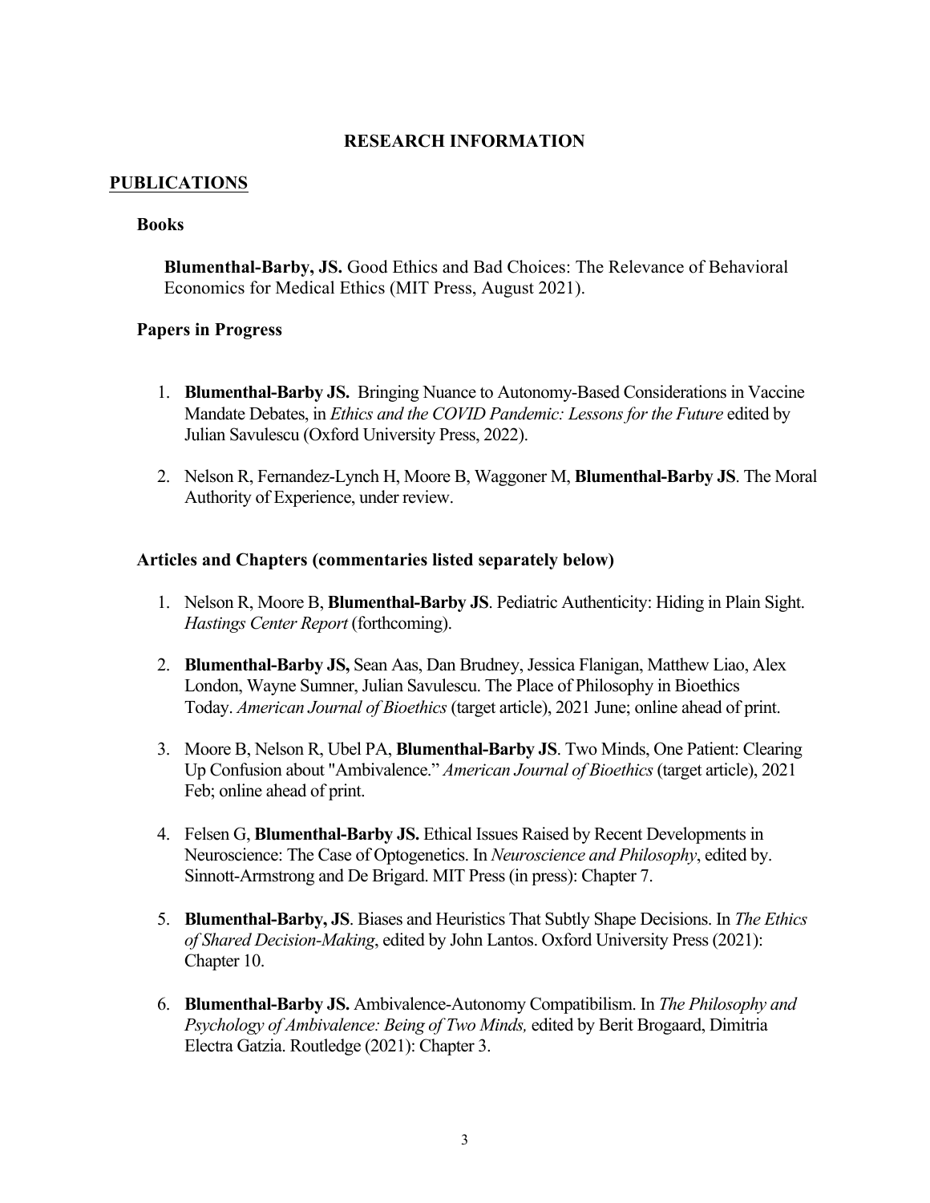# RESEARCH INFORMATION

## PUBLICATIONS

### Books

**Blumenthal-Barby, JS.** Good Ethics and Bad Choices: The Relevance of Behavioral Economics for Medical Ethics (MIT Press, August 2021).

### Papers in Progress

1. **Blumenthal-Barby JS.** Bringing Nuance to Autonomy-Based Considerations in Vaccine Mandate Debates, in *Ethics and the COVID Pandemic: Lessons for the Future* edited by Julian Savulescu (Oxford University Press, 2022).

2. Nelson R, Fernandez-Lynch H, Moore B, Waggoner M, **Blumenthal-Barby JS**. The Moral Authority of Experience, under review.

### Articles and Chapters (commentaries listed separately below)

1. Nelson R, Moore B, **Blumenthal-Barby JS**. Pediatric Authenticity: Hiding in Plain Sight. *Hastings Center Report* (forthcoming).

2. **Blumenthal-Barby JS,** Sean Aas, Dan Brudney, Jessica Flanigan, Matthew Liao, Alex London, Wayne Sumner, Julian Savulescu. The Place of Philosophy in Bioethics Today. *American Journal of Bioethics* (target article), 2021 June; online ahead of print.

3. Moore B, Nelson R, Ubel PA, **Blumenthal-Barby JS**. Two Minds, One Patient: Clearing Up Confusion about "Ambivalence." *American Journal of Bioethics* (target article), 2021 Feb; online ahead of print.

4. Felsen G, **Blumenthal-Barby JS.** Ethical Issues Raised by Recent Developments in Neuroscience: The Case of Optogenetics. In *Neuroscience and Philosophy*, edited by. Sinnott-Armstrong and De Brigard. MIT Press (in press): Chapter 7.

5. **Blumenthal-Barby, JS**. Biases and Heuristics That Subtly Shape Decisions. In *The Ethics of Shared Decision-Making*, edited by John Lantos. Oxford University Press (2021): Chapter 10.

6. **Blumenthal-Barby JS.** Ambivalence-Autonomy Compatibilism. In *The Philosophy and Psychology of Ambivalence: Being of Two Minds,* edited by Berit Brogaard, Dimitria Electra Gatzia. Routledge (2021): Chapter 3.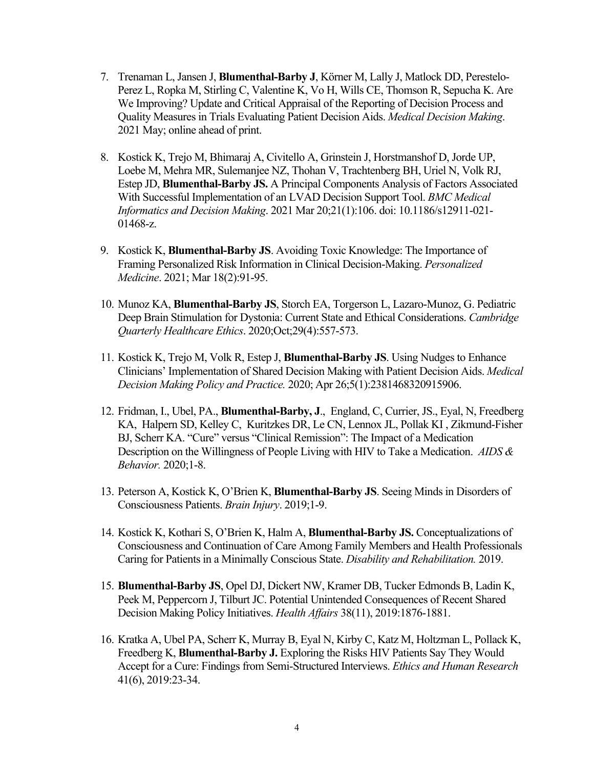7. Trenaman L, Jansen J, **Blumenthal-Barby J**, Körner M, Lally J, Matlock DD, Perestelo-Perez L, Ropka M, Stirling C, Valentine K, Vo H, Wills CE, Thomson R, Sepucha K. Are We Improving? Update and Critical Appraisal of the Reporting of Decision Process and Quality Measures in Trials Evaluating Patient Decision Aids. *Medical Decision Making*. 2021 May; online ahead of print.

8. Kostick K, Trejo M, Bhimaraj A, Civitello A, Grinstein J, Horstmanshof D, Jorde UP, Loebe M, Mehra MR, Sulemanjee NZ, Thohan V, Trachtenberg BH, Uriel N, Volk RJ, Estep JD, **Blumenthal-Barby JS.** A Principal Components Analysis of Factors Associated With Successful Implementation of an LVAD Decision Support Tool. *BMC Medical Informatics and Decision Making*. 2021 Mar 20;21(1):106. doi: 10.1186/s12911-021-01468-z.

9. Kostick K, **Blumenthal-Barby JS**. Avoiding Toxic Knowledge: The Importance of Framing Personalized Risk Information in Clinical Decision-Making. *Personalized Medicine*. 2021; Mar 18(2):91-95.

10. Munoz KA, **Blumenthal-Barby JS**, Storch EA, Torgerson L, Lazaro-Munoz, G. Pediatric Deep Brain Stimulation for Dystonia: Current State and Ethical Considerations. *Cambridge Quarterly Healthcare Ethics*. 2020;Oct;29(4):557-573.

11. Kostick K, Trejo M, Volk R, Estep J, **Blumenthal-Barby JS**. Using Nudges to Enhance Clinicians' Implementation of Shared Decision Making with Patient Decision Aids. *Medical Decision Making Policy and Practice.* 2020; Apr 26;5(1):2381468320915906.

12. Fridman, I., Ubel, PA., **Blumenthal-Barby, J**., England, C, Currier, JS., Eyal, N, Freedberg KA, Halpern SD, Kelley C, Kuritzkes DR, Le CN, Lennox JL, Pollak KI , Zikmund-Fisher BJ, Scherr KA. "Cure" versus "Clinical Remission": The Impact of a Medication Description on the Willingness of People Living with HIV to Take a Medication. *AIDS & Behavior.* 2020;1-8.

13. Peterson A, Kostick K, O'Brien K, **Blumenthal-Barby JS**. Seeing Minds in Disorders of Consciousness Patients. *Brain Injury*. 2019;1-9.

14. Kostick K, Kothari S, O'Brien K, Halm A, **Blumenthal-Barby JS.** Conceptualizations of Consciousness and Continuation of Care Among Family Members and Health Professionals Caring for Patients in a Minimally Conscious State. *Disability and Rehabilitation.* 2019.

15. **Blumenthal-Barby JS**, Opel DJ, Dickert NW, Kramer DB, Tucker Edmonds B, Ladin K, Peek M, Peppercorn J, Tilburt JC. Potential Unintended Consequences of Recent Shared Decision Making Policy Initiatives. *Health Affairs* 38(11), 2019:1876-1881.

16. Kratka A, Ubel PA, Scherr K, Murray B, Eyal N, Kirby C, Katz M, Holtzman L, Pollack K, Freedberg K, **Blumenthal-Barby J.** Exploring the Risks HIV Patients Say They Would Accept for a Cure: Findings from Semi-Structured Interviews. *Ethics and Human Research* 41(6), 2019:23-34.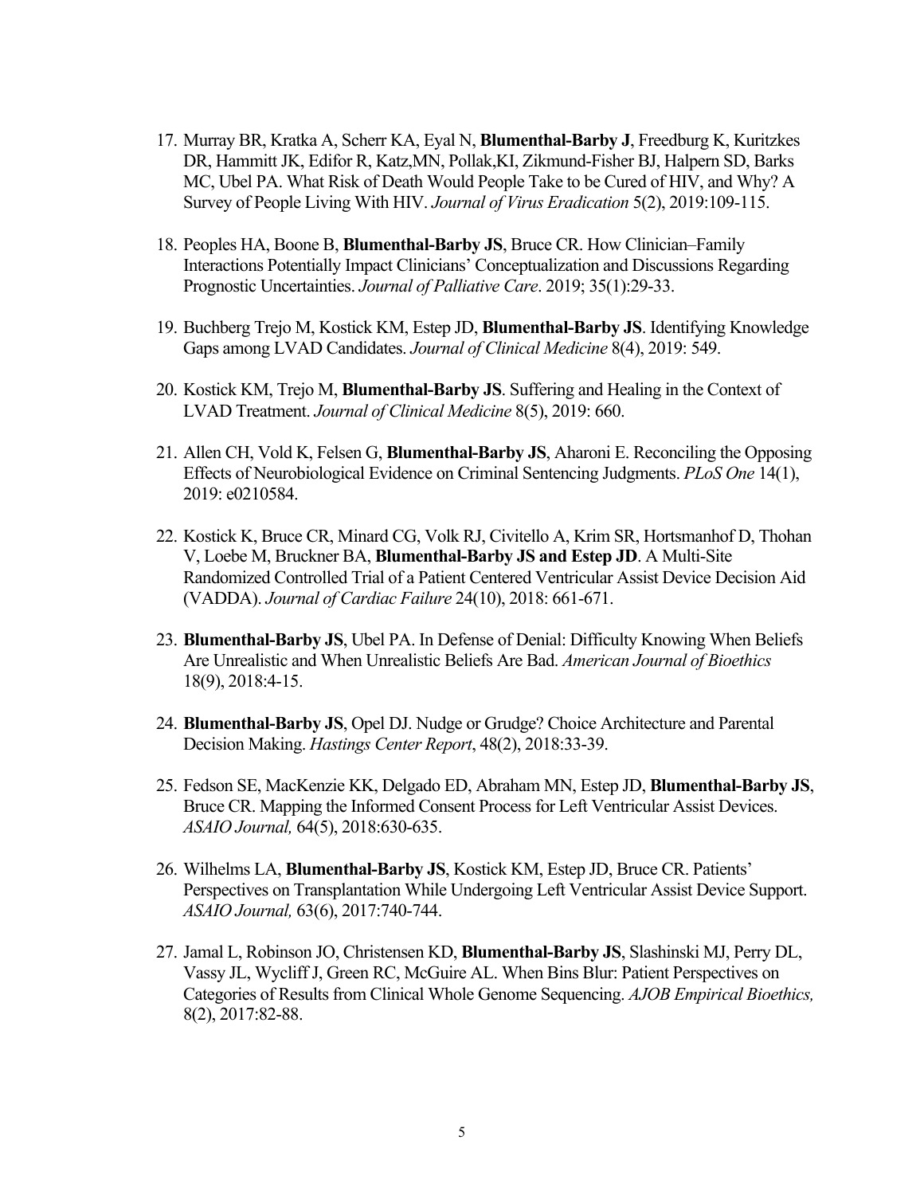17. Murray BR, Kratka A, Scherr KA, Eyal N, **Blumenthal-Barby J**, Freedburg K, Kuritzkes DR, Hammitt JK, Edifor R, Katz,MN, Pollak,KI, Zikmund-Fisher BJ, Halpern SD, Barks MC, Ubel PA. What Risk of Death Would People Take to be Cured of HIV, and Why? A Survey of People Living With HIV. *Journal of Virus Eradication* 5(2), 2019:109-115.

18. Peoples HA, Boone B, **Blumenthal-Barby JS**, Bruce CR. How Clinician–Family Interactions Potentially Impact Clinicians' Conceptualization and Discussions Regarding Prognostic Uncertainties. *Journal of Palliative Care*. 2019; 35(1):29-33.

19. Buchberg Trejo M, Kostick KM, Estep JD, **Blumenthal-Barby JS**. Identifying Knowledge Gaps among LVAD Candidates. *Journal of Clinical Medicine* 8(4), 2019: 549.

20. Kostick KM, Trejo M, **Blumenthal-Barby JS**. Suffering and Healing in the Context of LVAD Treatment. *Journal of Clinical Medicine* 8(5), 2019: 660.

21. Allen CH, Vold K, Felsen G, **Blumenthal-Barby JS**, Aharoni E. Reconciling the Opposing Effects of Neurobiological Evidence on Criminal Sentencing Judgments. *PLoS One* 14(1), 2019: e0210584.

22. Kostick K, Bruce CR, Minard CG, Volk RJ, Civitello A, Krim SR, Hortsmanhof D, Thohan V, Loebe M, Bruckner BA, **Blumenthal-Barby JS and Estep JD**. A Multi-Site Randomized Controlled Trial of a Patient Centered Ventricular Assist Device Decision Aid (VADDA). *Journal of Cardiac Failure* 24(10), 2018: 661-671.

23. **Blumenthal-Barby JS**, Ubel PA. In Defense of Denial: Difficulty Knowing When Beliefs Are Unrealistic and When Unrealistic Beliefs Are Bad. *American Journal of Bioethics* 18(9), 2018:4-15.

24. **Blumenthal-Barby JS**, Opel DJ. Nudge or Grudge? Choice Architecture and Parental Decision Making. *Hastings Center Report*, 48(2), 2018:33-39.

25. Fedson SE, MacKenzie KK, Delgado ED, Abraham MN, Estep JD, **Blumenthal-Barby JS**, Bruce CR. Mapping the Informed Consent Process for Left Ventricular Assist Devices. *ASAIO Journal,* 64(5), 2018:630-635.

26. Wilhelms LA, **Blumenthal-Barby JS**, Kostick KM, Estep JD, Bruce CR. Patients' Perspectives on Transplantation While Undergoing Left Ventricular Assist Device Support. *ASAIO Journal,* 63(6), 2017:740-744.

27. Jamal L, Robinson JO, Christensen KD, **Blumenthal-Barby JS**, Slashinski MJ, Perry DL, Vassy JL, Wycliff J, Green RC, McGuire AL. When Bins Blur: Patient Perspectives on Categories of Results from Clinical Whole Genome Sequencing. *AJOB Empirical Bioethics,* 8(2), 2017:82-88.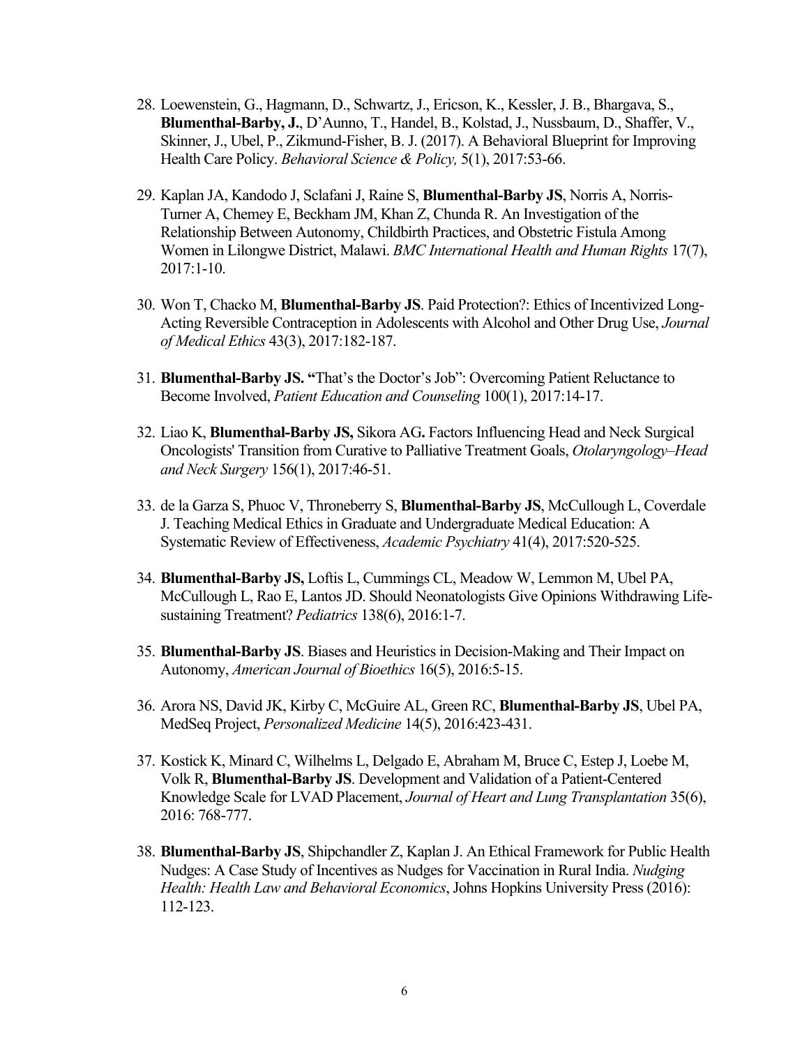28. Loewenstein, G., Hagmann, D., Schwartz, J., Ericson, K., Kessler, J. B., Bhargava, S., **Blumenthal-Barby, J.**, D'Aunno, T., Handel, B., Kolstad, J., Nussbaum, D., Shaffer, V., Skinner, J., Ubel, P., Zikmund-Fisher, B. J. (2017). A Behavioral Blueprint for Improving Health Care Policy. *Behavioral Science & Policy,* 5(1), 2017:53-66.

29. Kaplan JA, Kandodo J, Sclafani J, Raine S, **Blumenthal-Barby JS**, Norris A, Norris-Turner A, Chemey E, Beckham JM, Khan Z, Chunda R. An Investigation of the Relationship Between Autonomy, Childbirth Practices, and Obstetric Fistula Among Women in Lilongwe District, Malawi. *BMC International Health and Human Rights* 17(7), 2017:1-10.

30. Won T, Chacko M, **Blumenthal-Barby JS**. Paid Protection?: Ethics of Incentivized Long-Acting Reversible Contraception in Adolescents with Alcohol and Other Drug Use, *Journal of Medical Ethics* 43(3), 2017:182-187.

31. **Blumenthal-Barby JS. "**That's the Doctor's Job": Overcoming Patient Reluctance to Become Involved, *Patient Education and Counseling* 100(1), 2017:14-17.

32. Liao K, **Blumenthal-Barby JS,** Sikora AG**.** Factors Influencing Head and Neck Surgical Oncologists' Transition from Curative to Palliative Treatment Goals, *Otolaryngology–Head and Neck Surgery* 156(1), 2017:46-51.

33. de la Garza S, Phuoc V, Throneberry S, **Blumenthal-Barby JS**, McCullough L, Coverdale J. Teaching Medical Ethics in Graduate and Undergraduate Medical Education: A Systematic Review of Effectiveness, *Academic Psychiatry* 41(4), 2017:520-525.

34. **Blumenthal-Barby JS,** Loftis L, Cummings CL, Meadow W, Lemmon M, Ubel PA, McCullough L, Rao E, Lantos JD. Should Neonatologists Give Opinions Withdrawing Life-sustaining Treatment? *Pediatrics* 138(6), 2016:1-7.

35. **Blumenthal-Barby JS**. Biases and Heuristics in Decision-Making and Their Impact on Autonomy, *American Journal of Bioethics* 16(5), 2016:5-15.

36. Arora NS, David JK, Kirby C, McGuire AL, Green RC, **Blumenthal-Barby JS**, Ubel PA, MedSeq Project, *Personalized Medicine* 14(5), 2016:423-431.

37. Kostick K, Minard C, Wilhelms L, Delgado E, Abraham M, Bruce C, Estep J, Loebe M, Volk R, **Blumenthal-Barby JS**. Development and Validation of a Patient-Centered Knowledge Scale for LVAD Placement, *Journal of Heart and Lung Transplantation* 35(6), 2016: 768-777.

38. **Blumenthal-Barby JS**, Shipchandler Z, Kaplan J. An Ethical Framework for Public Health Nudges: A Case Study of Incentives as Nudges for Vaccination in Rural India. *Nudging Health: Health Law and Behavioral Economics*, Johns Hopkins University Press (2016): 112-123.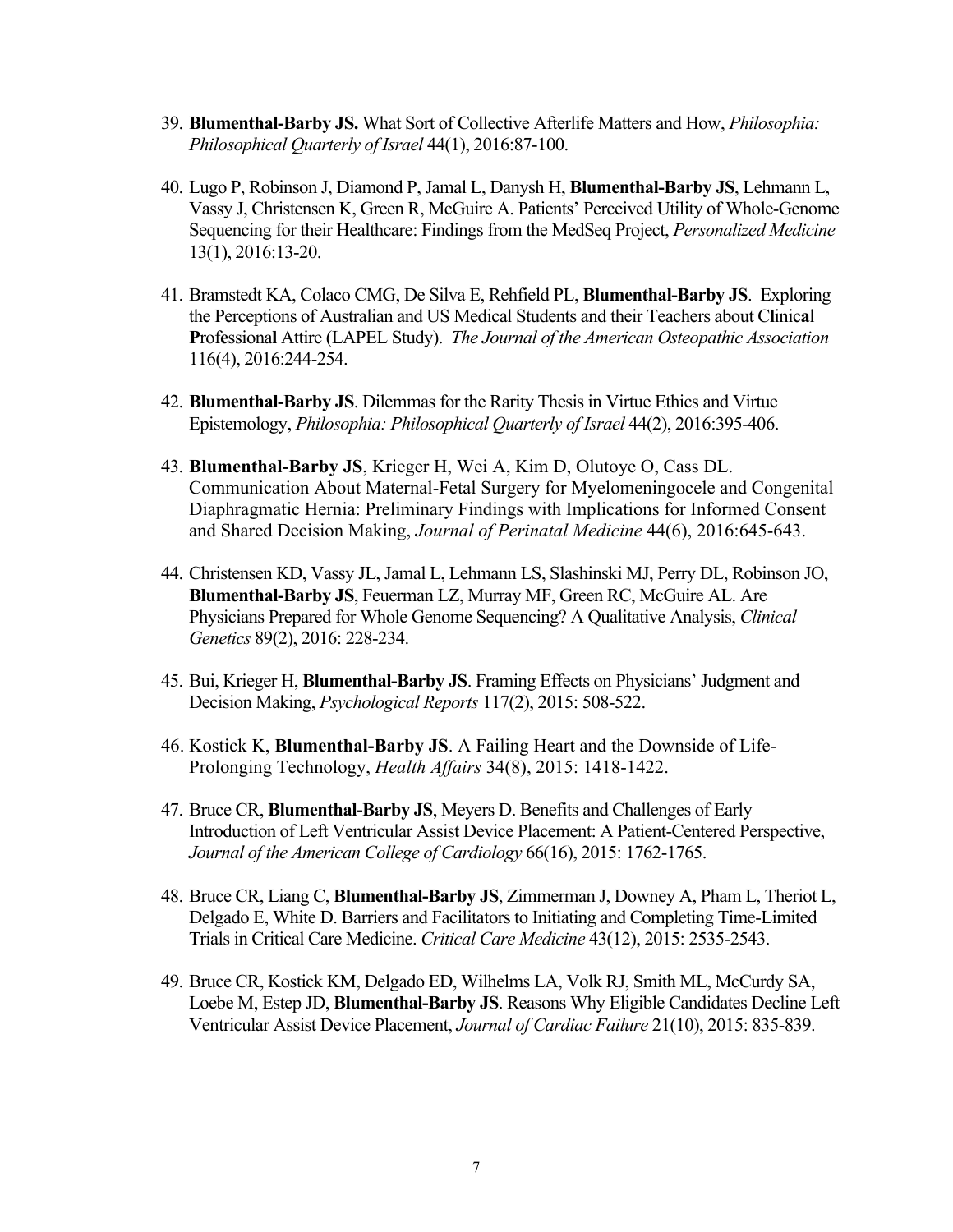39. **Blumenthal-Barby JS.** What Sort of Collective Afterlife Matters and How, *Philosophia: Philosophical Quarterly of Israel* 44(1), 2016:87-100.

40. Lugo P, Robinson J, Diamond P, Jamal L, Danysh H, **Blumenthal-Barby JS**, Lehmann L, Vassy J, Christensen K, Green R, McGuire A. Patients' Perceived Utility of Whole-Genome Sequencing for their Healthcare: Findings from the MedSeq Project, *Personalized Medicine* 13(1), 2016:13-20.

41. Bramstedt KA, Colaco CMG, De Silva E, Rehfield PL, **Blumenthal-Barby JS**. Exploring the Perceptions of Australian and US Medical Students and their Teachers about C**l**inic**a**l **P**rof**e**ssiona**l** Attire (LAPEL Study). *The Journal of the American Osteopathic Association* 116(4), 2016:244-254.

42. **Blumenthal-Barby JS**. Dilemmas for the Rarity Thesis in Virtue Ethics and Virtue Epistemology, *Philosophia: Philosophical Quarterly of Israel* 44(2), 2016:395-406.

43. **Blumenthal-Barby JS**, Krieger H, Wei A, Kim D, Olutoye O, Cass DL. Communication About Maternal-Fetal Surgery for Myelomeningocele and Congenital Diaphragmatic Hernia: Preliminary Findings with Implications for Informed Consent and Shared Decision Making, *Journal of Perinatal Medicine* 44(6), 2016:645-643.

44. Christensen KD, Vassy JL, Jamal L, Lehmann LS, Slashinski MJ, Perry DL, Robinson JO, **Blumenthal-Barby JS**, Feuerman LZ, Murray MF, Green RC, McGuire AL. Are Physicians Prepared for Whole Genome Sequencing? A Qualitative Analysis, *Clinical Genetics* 89(2), 2016: 228-234.

45. Bui, Krieger H, **Blumenthal-Barby JS**. Framing Effects on Physicians' Judgment and Decision Making, *Psychological Reports* 117(2), 2015: 508-522.

46. Kostick K, **Blumenthal-Barby JS**. A Failing Heart and the Downside of Life-Prolonging Technology, *Health Affairs* 34(8), 2015: 1418-1422.

47. Bruce CR, **Blumenthal-Barby JS**, Meyers D. Benefits and Challenges of Early Introduction of Left Ventricular Assist Device Placement: A Patient-Centered Perspective, *Journal of the American College of Cardiology* 66(16), 2015: 1762-1765.

48. Bruce CR, Liang C, **Blumenthal-Barby JS**, Zimmerman J, Downey A, Pham L, Theriot L, Delgado E, White D. Barriers and Facilitators to Initiating and Completing Time-Limited Trials in Critical Care Medicine. *Critical Care Medicine* 43(12), 2015: 2535-2543.

49. Bruce CR, Kostick KM, Delgado ED, Wilhelms LA, Volk RJ, Smith ML, McCurdy SA, Loebe M, Estep JD, **Blumenthal-Barby JS**. Reasons Why Eligible Candidates Decline Left Ventricular Assist Device Placement, *Journal of Cardiac Failure* 21(10), 2015: 835-839.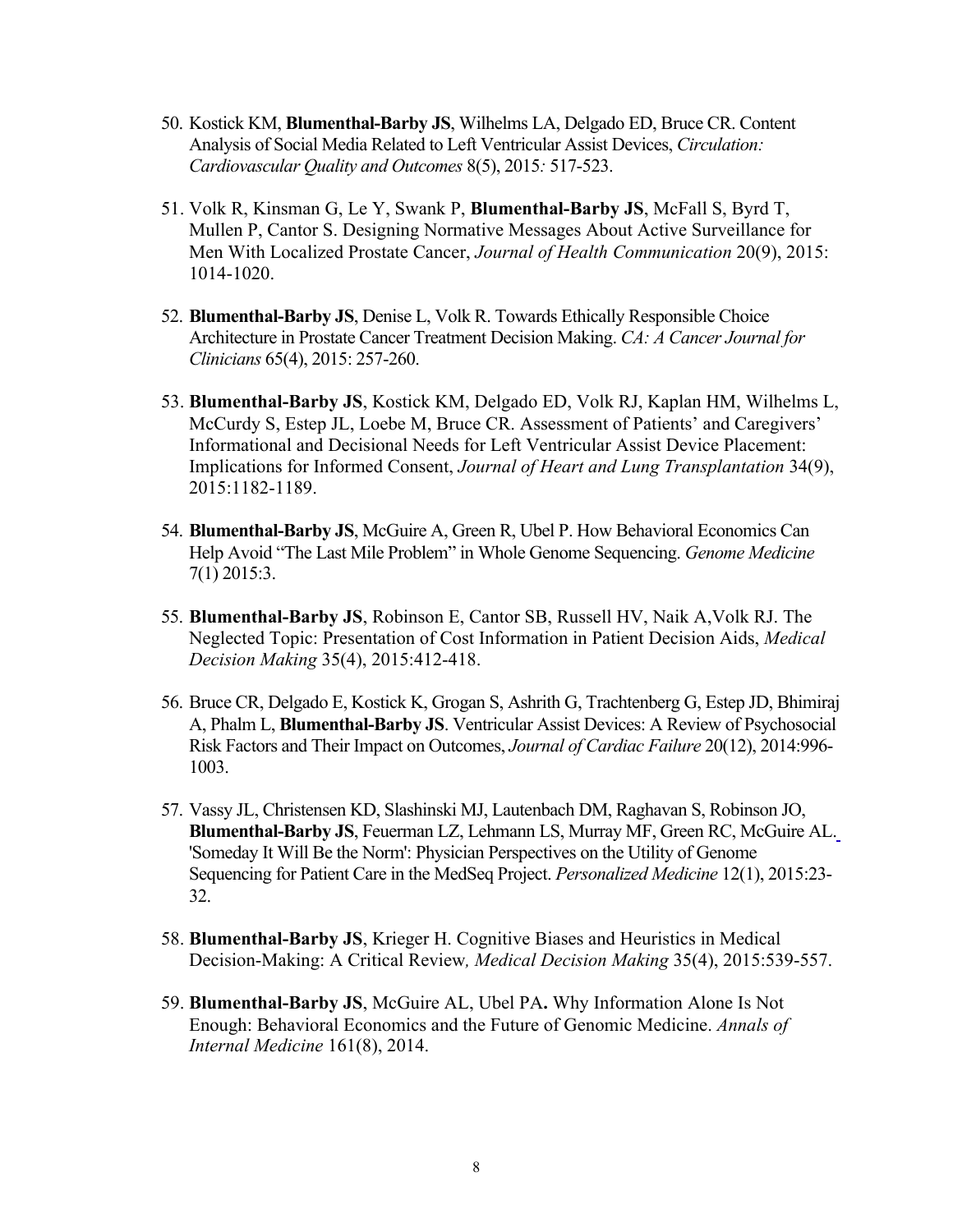50. Kostick KM, **Blumenthal-Barby JS**, Wilhelms LA, Delgado ED, Bruce CR. Content Analysis of Social Media Related to Left Ventricular Assist Devices, *Circulation: Cardiovascular Quality and Outcomes* 8(5), 2015*:* 517-523.

51. Volk R, Kinsman G, Le Y, Swank P, **Blumenthal-Barby JS**, McFall S, Byrd T, Mullen P, Cantor S. Designing Normative Messages About Active Surveillance for Men With Localized Prostate Cancer, *Journal of Health Communication* 20(9), 2015: 1014-1020.

52. **Blumenthal-Barby JS**, Denise L, Volk R. Towards Ethically Responsible Choice Architecture in Prostate Cancer Treatment Decision Making. *CA: A Cancer Journal for Clinicians* 65(4), 2015: 257-260.

53. **Blumenthal-Barby JS**, Kostick KM, Delgado ED, Volk RJ, Kaplan HM, Wilhelms L, McCurdy S, Estep JL, Loebe M, Bruce CR. Assessment of Patients' and Caregivers' Informational and Decisional Needs for Left Ventricular Assist Device Placement: Implications for Informed Consent, *Journal of Heart and Lung Transplantation* 34(9), 2015:1182-1189.

54. **Blumenthal-Barby JS**, McGuire A, Green R, Ubel P. How Behavioral Economics Can Help Avoid "The Last Mile Problem" in Whole Genome Sequencing. *Genome Medicine* 7(1) 2015:3.

55. **Blumenthal-Barby JS**, Robinson E, Cantor SB, Russell HV, Naik A,Volk RJ. The Neglected Topic: Presentation of Cost Information in Patient Decision Aids, *Medical Decision Making* 35(4), 2015:412-418.

56. Bruce CR, Delgado E, Kostick K, Grogan S, Ashrith G, Trachtenberg G, Estep JD, Bhimiraj A, Phalm L, **Blumenthal-Barby JS**. Ventricular Assist Devices: A Review of Psychosocial Risk Factors and Their Impact on Outcomes, *Journal of Cardiac Failure* 20(12), 2014:996-1003.

57. Vassy JL, Christensen KD, Slashinski MJ, Lautenbach DM, Raghavan S, Robinson JO, **Blumenthal-Barby JS**, Feuerman LZ, Lehmann LS, Murray MF, Green RC, McGuire AL. 'Someday It Will Be the Norm': Physician Perspectives on the Utility of Genome Sequencing for Patient Care in the MedSeq Project. *Personalized Medicine* 12(1), 2015:23-32.

58. **Blumenthal-Barby JS**, Krieger H. Cognitive Biases and Heuristics in Medical Decision-Making: A Critical Review*, Medical Decision Making* 35(4), 2015:539-557.

59. **Blumenthal-Barby JS**, McGuire AL, Ubel PA**.** Why Information Alone Is Not Enough: Behavioral Economics and the Future of Genomic Medicine. *Annals of Internal Medicine* 161(8), 2014.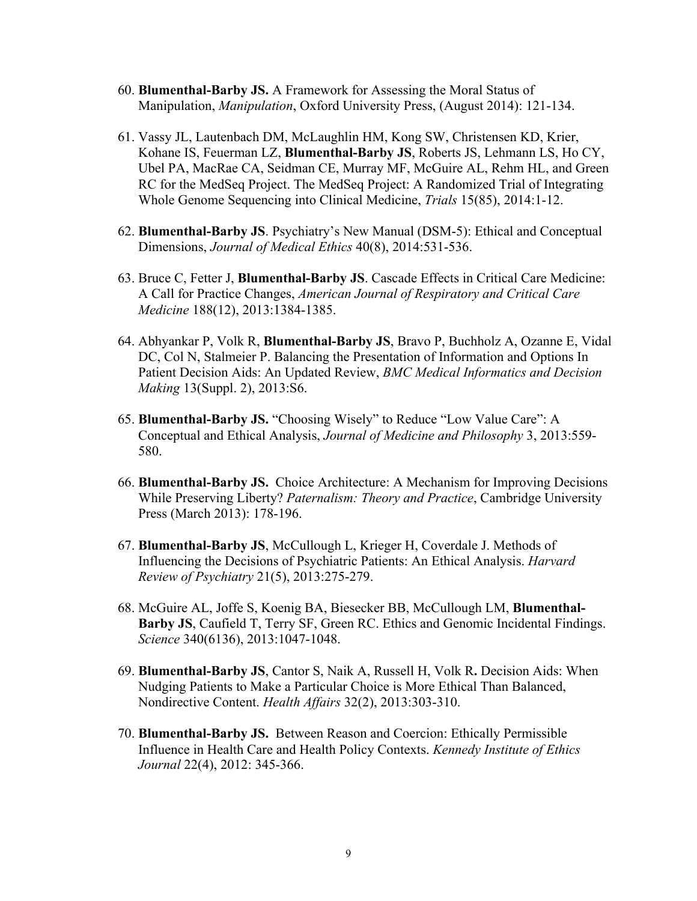60. **Blumenthal-Barby JS.** A Framework for Assessing the Moral Status of Manipulation, *Manipulation*, Oxford University Press, (August 2014): 121-134.

61. Vassy JL, Lautenbach DM, McLaughlin HM, Kong SW, Christensen KD, Krier, Kohane IS, Feuerman LZ, **Blumenthal-Barby JS**, Roberts JS, Lehmann LS, Ho CY, Ubel PA, MacRae CA, Seidman CE, Murray MF, McGuire AL, Rehm HL, and Green RC for the MedSeq Project. The MedSeq Project: A Randomized Trial of Integrating Whole Genome Sequencing into Clinical Medicine, *Trials* 15(85), 2014:1-12.

62. **Blumenthal-Barby JS**. Psychiatry's New Manual (DSM-5): Ethical and Conceptual Dimensions, *Journal of Medical Ethics* 40(8), 2014:531-536.

63. Bruce C, Fetter J, **Blumenthal-Barby JS**. Cascade Effects in Critical Care Medicine: A Call for Practice Changes, *American Journal of Respiratory and Critical Care Medicine* 188(12), 2013:1384-1385.

64. Abhyankar P, Volk R, **Blumenthal-Barby JS**, Bravo P, Buchholz A, Ozanne E, Vidal DC, Col N, Stalmeier P. Balancing the Presentation of Information and Options In Patient Decision Aids: An Updated Review, *BMC Medical Informatics and Decision Making* 13(Suppl. 2), 2013:S6.

65. **Blumenthal-Barby JS.** "Choosing Wisely" to Reduce "Low Value Care": A Conceptual and Ethical Analysis, *Journal of Medicine and Philosophy* 3, 2013:559-580.

66. **Blumenthal-Barby JS.** Choice Architecture: A Mechanism for Improving Decisions While Preserving Liberty? *Paternalism: Theory and Practice*, Cambridge University Press (March 2013): 178-196.

67. **Blumenthal-Barby JS**, McCullough L, Krieger H, Coverdale J. Methods of Influencing the Decisions of Psychiatric Patients: An Ethical Analysis. *Harvard Review of Psychiatry* 21(5), 2013:275-279.

68. McGuire AL, Joffe S, Koenig BA, Biesecker BB, McCullough LM, **Blumenthal-Barby JS**, Caufield T, Terry SF, Green RC. Ethics and Genomic Incidental Findings. *Science* 340(6136), 2013:1047-1048.

69. **Blumenthal-Barby JS**, Cantor S, Naik A, Russell H, Volk R**.** Decision Aids: When Nudging Patients to Make a Particular Choice is More Ethical Than Balanced, Nondirective Content. *Health Affairs* 32(2), 2013:303-310.

70. **Blumenthal-Barby JS.** Between Reason and Coercion: Ethically Permissible Influence in Health Care and Health Policy Contexts. *Kennedy Institute of Ethics Journal* 22(4), 2012: 345-366.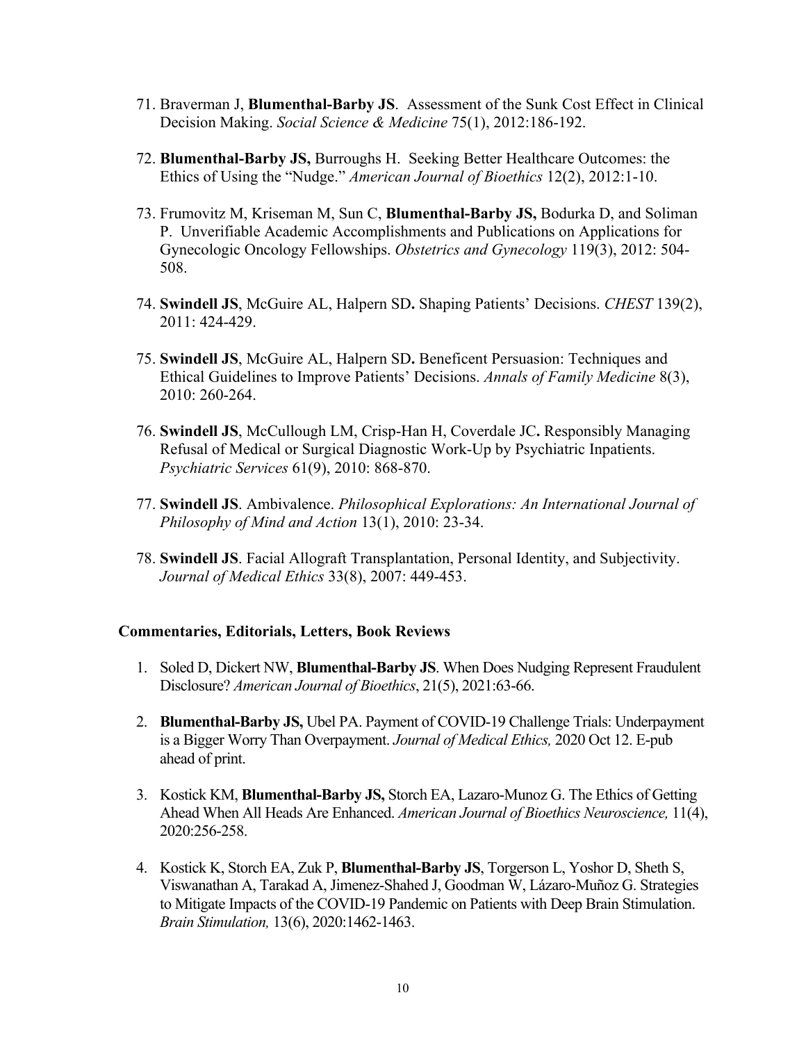71. Braverman J, **Blumenthal-Barby JS**. Assessment of the Sunk Cost Effect in Clinical Decision Making. *Social Science & Medicine* 75(1), 2012:186-192.

72. **Blumenthal-Barby JS,** Burroughs H. Seeking Better Healthcare Outcomes: the Ethics of Using the "Nudge." *American Journal of Bioethics* 12(2), 2012:1-10.

73. Frumovitz M, Kriseman M, Sun C, **Blumenthal-Barby JS,** Bodurka D, and Soliman P. Unverifiable Academic Accomplishments and Publications on Applications for Gynecologic Oncology Fellowships. *Obstetrics and Gynecology* 119(3), 2012: 504-508.

74. **Swindell JS**, McGuire AL, Halpern SD**.** Shaping Patients' Decisions. *CHEST* 139(2), 2011: 424-429.

75. **Swindell JS**, McGuire AL, Halpern SD**.** Beneficent Persuasion: Techniques and Ethical Guidelines to Improve Patients' Decisions. *Annals of Family Medicine* 8(3), 2010: 260-264.

76. **Swindell JS**, McCullough LM, Crisp-Han H, Coverdale JC**.** Responsibly Managing Refusal of Medical or Surgical Diagnostic Work-Up by Psychiatric Inpatients. *Psychiatric Services* 61(9), 2010: 868-870.

77. **Swindell JS**. Ambivalence. *Philosophical Explorations: An International Journal of Philosophy of Mind and Action* 13(1), 2010: 23-34.

78. **Swindell JS**. Facial Allograft Transplantation, Personal Identity, and Subjectivity. *Journal of Medical Ethics* 33(8), 2007: 449-453.

### Commentaries, Editorials, Letters, Book Reviews

1. Soled D, Dickert NW, **Blumenthal-Barby JS**. When Does Nudging Represent Fraudulent Disclosure? *American Journal of Bioethics*, 21(5), 2021:63-66.

2. **Blumenthal-Barby JS,** Ubel PA. Payment of COVID-19 Challenge Trials: Underpayment is a Bigger Worry Than Overpayment. *Journal of Medical Ethics,* 2020 Oct 12. E-pub ahead of print.

3. Kostick KM, **Blumenthal-Barby JS,** Storch EA, Lazaro-Munoz G. The Ethics of Getting Ahead When All Heads Are Enhanced. *American Journal of Bioethics Neuroscience,* 11(4), 2020:256-258.

4. Kostick K, Storch EA, Zuk P, **Blumenthal-Barby JS**, Torgerson L, Yoshor D, Sheth S, Viswanathan A, Tarakad A, Jimenez-Shahed J, Goodman W, Lázaro-Muñoz G. Strategies to Mitigate Impacts of the COVID-19 Pandemic on Patients with Deep Brain Stimulation. *Brain Stimulation,* 13(6), 2020:1462-1463.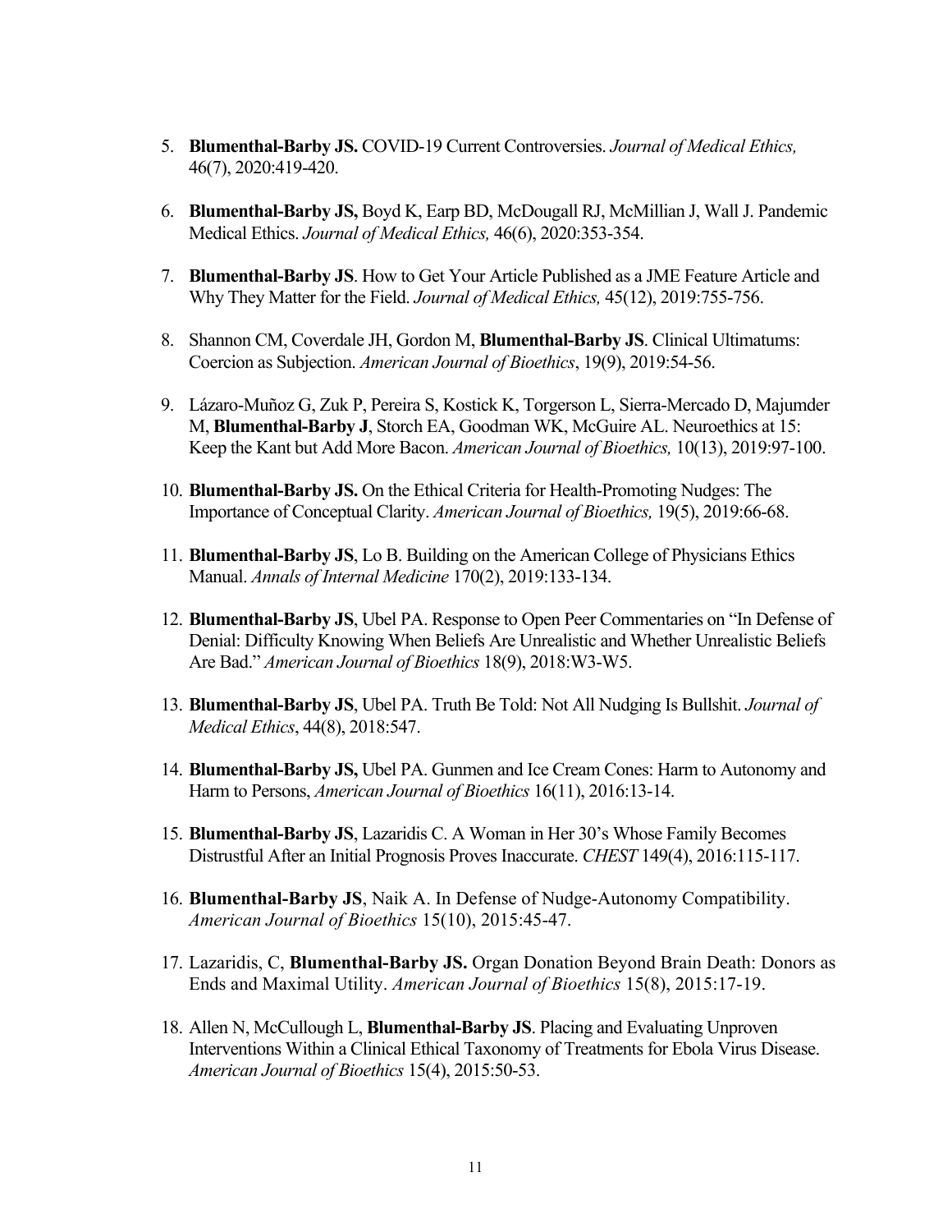5. **Blumenthal-Barby JS.** COVID-19 Current Controversies. *Journal of Medical Ethics,* 46(7), 2020:419-420.

6. **Blumenthal-Barby JS,** Boyd K, Earp BD, McDougall RJ, McMillian J, Wall J. Pandemic Medical Ethics. *Journal of Medical Ethics,* 46(6), 2020:353-354.

7. **Blumenthal-Barby JS**. How to Get Your Article Published as a JME Feature Article and Why They Matter for the Field. *Journal of Medical Ethics,* 45(12), 2019:755-756.

8. Shannon CM, Coverdale JH, Gordon M, **Blumenthal-Barby JS**. Clinical Ultimatums: Coercion as Subjection. *American Journal of Bioethics*, 19(9), 2019:54-56.

9. Lázaro-Muñoz G, Zuk P, Pereira S, Kostick K, Torgerson L, Sierra-Mercado D, Majumder M, **Blumenthal-Barby J**, Storch EA, Goodman WK, McGuire AL. Neuroethics at 15: Keep the Kant but Add More Bacon. *American Journal of Bioethics,* 10(13), 2019:97-100.

10. **Blumenthal-Barby JS.** On the Ethical Criteria for Health-Promoting Nudges: The Importance of Conceptual Clarity. *American Journal of Bioethics,* 19(5), 2019:66-68.

11. **Blumenthal-Barby JS**, Lo B. Building on the American College of Physicians Ethics Manual. *Annals of Internal Medicine* 170(2), 2019:133-134.

12. **Blumenthal-Barby JS**, Ubel PA. Response to Open Peer Commentaries on "In Defense of Denial: Difficulty Knowing When Beliefs Are Unrealistic and Whether Unrealistic Beliefs Are Bad." *American Journal of Bioethics* 18(9), 2018:W3-W5.

13. **Blumenthal-Barby JS**, Ubel PA. Truth Be Told: Not All Nudging Is Bullshit. *Journal of Medical Ethics*, 44(8), 2018:547.

14. **Blumenthal-Barby JS,** Ubel PA. Gunmen and Ice Cream Cones: Harm to Autonomy and Harm to Persons, *American Journal of Bioethics* 16(11), 2016:13-14.

15. **Blumenthal-Barby JS**, Lazaridis C. A Woman in Her 30's Whose Family Becomes Distrustful After an Initial Prognosis Proves Inaccurate. *CHEST* 149(4), 2016:115-117.

16. **Blumenthal-Barby JS**, Naik A. In Defense of Nudge-Autonomy Compatibility. *American Journal of Bioethics* 15(10), 2015:45-47.

17. Lazaridis, C, **Blumenthal-Barby JS.** Organ Donation Beyond Brain Death: Donors as Ends and Maximal Utility. *American Journal of Bioethics* 15(8), 2015:17-19.

18. Allen N, McCullough L, **Blumenthal-Barby JS**. Placing and Evaluating Unproven Interventions Within a Clinical Ethical Taxonomy of Treatments for Ebola Virus Disease. *American Journal of Bioethics* 15(4), 2015:50-53.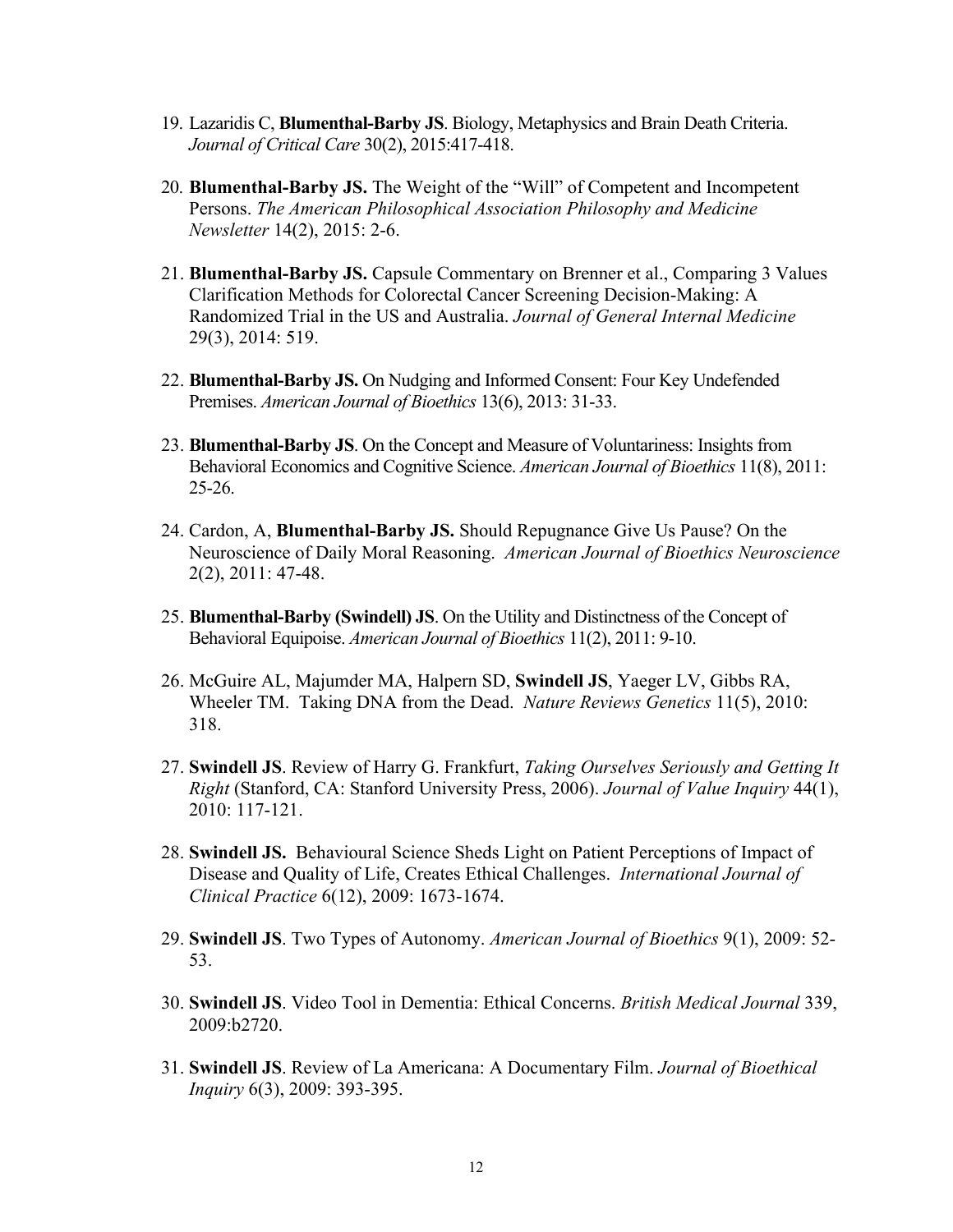19. Lazaridis C, **Blumenthal-Barby JS**. Biology, Metaphysics and Brain Death Criteria. *Journal of Critical Care* 30(2), 2015:417-418.

20. **Blumenthal-Barby JS.** The Weight of the "Will" of Competent and Incompetent Persons. *The American Philosophical Association Philosophy and Medicine Newsletter* 14(2), 2015: 2-6.

21. **Blumenthal-Barby JS.** Capsule Commentary on Brenner et al., Comparing 3 Values Clarification Methods for Colorectal Cancer Screening Decision-Making: A Randomized Trial in the US and Australia. *Journal of General Internal Medicine* 29(3), 2014: 519.

22. **Blumenthal-Barby JS.** On Nudging and Informed Consent: Four Key Undefended Premises. *American Journal of Bioethics* 13(6), 2013: 31-33.

23. **Blumenthal-Barby JS**. On the Concept and Measure of Voluntariness: Insights from Behavioral Economics and Cognitive Science. *American Journal of Bioethics* 11(8), 2011: 25-26.

24. Cardon, A, **Blumenthal-Barby JS.** Should Repugnance Give Us Pause? On the Neuroscience of Daily Moral Reasoning. *American Journal of Bioethics Neuroscience* 2(2), 2011: 47-48.

25. **Blumenthal-Barby (Swindell) JS**. On the Utility and Distinctness of the Concept of Behavioral Equipoise. *American Journal of Bioethics* 11(2), 2011: 9-10.

26. McGuire AL, Majumder MA, Halpern SD, **Swindell JS**, Yaeger LV, Gibbs RA, Wheeler TM. Taking DNA from the Dead. *Nature Reviews Genetics* 11(5), 2010: 318.

27. **Swindell JS**. Review of Harry G. Frankfurt, *Taking Ourselves Seriously and Getting It Right* (Stanford, CA: Stanford University Press, 2006). *Journal of Value Inquiry* 44(1), 2010: 117-121.

28. **Swindell JS.** Behavioural Science Sheds Light on Patient Perceptions of Impact of Disease and Quality of Life, Creates Ethical Challenges. *International Journal of Clinical Practice* 6(12), 2009: 1673-1674.

29. **Swindell JS**. Two Types of Autonomy. *American Journal of Bioethics* 9(1), 2009: 52-53.

30. **Swindell JS**. Video Tool in Dementia: Ethical Concerns. *British Medical Journal* 339, 2009:b2720.

31. **Swindell JS**. Review of La Americana: A Documentary Film. *Journal of Bioethical Inquiry* 6(3), 2009: 393-395.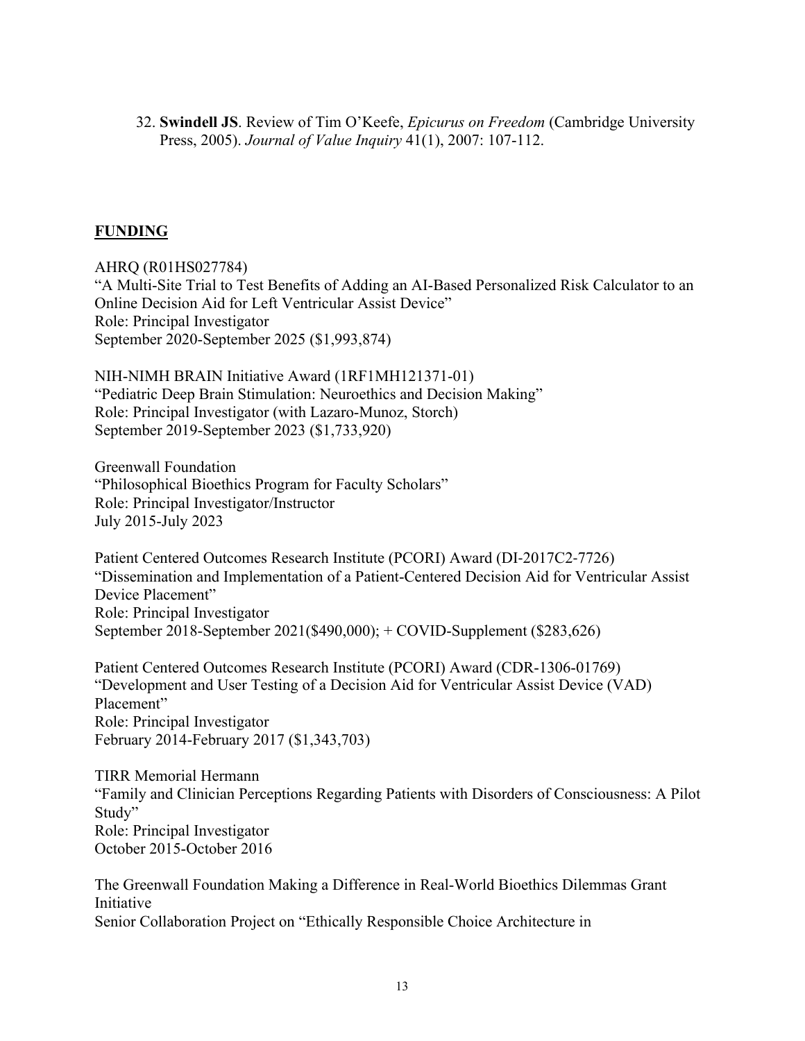32. **Swindell JS**. Review of Tim O'Keefe, *Epicurus on Freedom* (Cambridge University Press, 2005). *Journal of Value Inquiry* 41(1), 2007: 107-112.

## **FUNDING**

AHRQ (R01HS027784)
"A Multi-Site Trial to Test Benefits of Adding an AI-Based Personalized Risk Calculator to an Online Decision Aid for Left Ventricular Assist Device"
Role: Principal Investigator
September 2020-September 2025 ($1,993,874)

NIH-NIMH BRAIN Initiative Award (1RF1MH121371-01)
"Pediatric Deep Brain Stimulation: Neuroethics and Decision Making"
Role: Principal Investigator (with Lazaro-Munoz, Storch)
September 2019-September 2023 ($1,733,920)

Greenwall Foundation
"Philosophical Bioethics Program for Faculty Scholars"
Role: Principal Investigator/Instructor
July 2015-July 2023

Patient Centered Outcomes Research Institute (PCORI) Award (DI-2017C2-7726)
"Dissemination and Implementation of a Patient-Centered Decision Aid for Ventricular Assist Device Placement"
Role: Principal Investigator
September 2018-September 2021($490,000); + COVID-Supplement ($283,626)

Patient Centered Outcomes Research Institute (PCORI) Award (CDR-1306-01769)
"Development and User Testing of a Decision Aid for Ventricular Assist Device (VAD) Placement"
Role: Principal Investigator
February 2014-February 2017 ($1,343,703)

TIRR Memorial Hermann
"Family and Clinician Perceptions Regarding Patients with Disorders of Consciousness: A Pilot Study"
Role: Principal Investigator
October 2015-October 2016

The Greenwall Foundation Making a Difference in Real-World Bioethics Dilemmas Grant Initiative
Senior Collaboration Project on "Ethically Responsible Choice Architecture in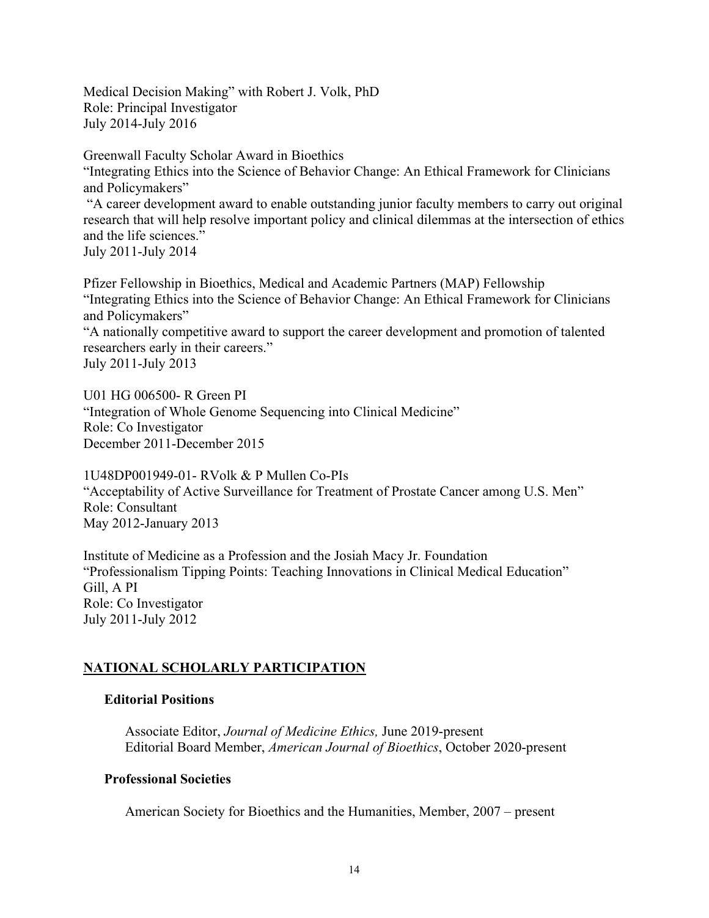Medical Decision Making" with Robert J. Volk, PhD
Role: Principal Investigator
July 2014-July 2016

Greenwall Faculty Scholar Award in Bioethics
"Integrating Ethics into the Science of Behavior Change: An Ethical Framework for Clinicians and Policymakers"
"A career development award to enable outstanding junior faculty members to carry out original research that will help resolve important policy and clinical dilemmas at the intersection of ethics and the life sciences."
July 2011-July 2014

Pfizer Fellowship in Bioethics, Medical and Academic Partners (MAP) Fellowship
"Integrating Ethics into the Science of Behavior Change: An Ethical Framework for Clinicians and Policymakers"
"A nationally competitive award to support the career development and promotion of talented researchers early in their careers."
July 2011-July 2013

U01 HG 006500- R Green PI
"Integration of Whole Genome Sequencing into Clinical Medicine"
Role: Co Investigator
December 2011-December 2015

1U48DP001949-01- RVolk & P Mullen Co-PIs
"Acceptability of Active Surveillance for Treatment of Prostate Cancer among U.S. Men"
Role: Consultant
May 2012-January 2013

Institute of Medicine as a Profession and the Josiah Macy Jr. Foundation
"Professionalism Tipping Points: Teaching Innovations in Clinical Medical Education"
Gill, A PI
Role: Co Investigator
July 2011-July 2012

## NATIONAL SCHOLARLY PARTICIPATION

### Editorial Positions

Associate Editor, *Journal of Medicine Ethics,* June 2019-present
Editorial Board Member, *American Journal of Bioethics*, October 2020-present

### Professional Societies

American Society for Bioethics and the Humanities, Member, 2007 – present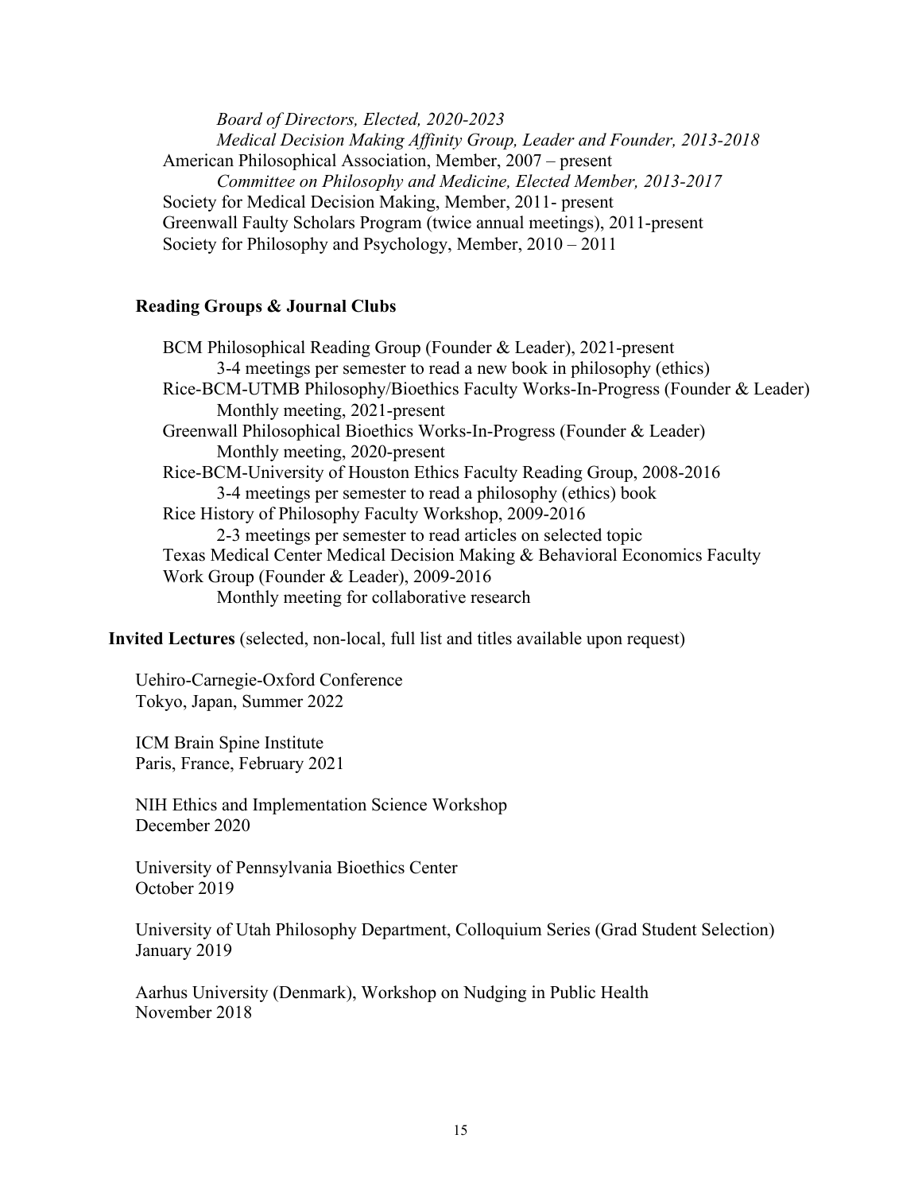*Board of Directors, Elected, 2020-2023*
*Medical Decision Making Affinity Group, Leader and Founder, 2013-2018*
American Philosophical Association, Member, 2007 – present
*Committee on Philosophy and Medicine, Elected Member, 2013-2017*
Society for Medical Decision Making, Member, 2011- present
Greenwall Faulty Scholars Program (twice annual meetings), 2011-present
Society for Philosophy and Psychology, Member, 2010 – 2011

### Reading Groups & Journal Clubs

BCM Philosophical Reading Group (Founder & Leader), 2021-present
3-4 meetings per semester to read a new book in philosophy (ethics)
Rice-BCM-UTMB Philosophy/Bioethics Faculty Works-In-Progress (Founder & Leader)
Monthly meeting, 2021-present
Greenwall Philosophical Bioethics Works-In-Progress (Founder & Leader)
Monthly meeting, 2020-present
Rice-BCM-University of Houston Ethics Faculty Reading Group, 2008-2016
3-4 meetings per semester to read a philosophy (ethics) book
Rice History of Philosophy Faculty Workshop, 2009-2016
2-3 meetings per semester to read articles on selected topic
Texas Medical Center Medical Decision Making & Behavioral Economics Faculty Work Group (Founder & Leader), 2009-2016
Monthly meeting for collaborative research

**Invited Lectures** (selected, non-local, full list and titles available upon request)

Uehiro-Carnegie-Oxford Conference
Tokyo, Japan, Summer 2022

ICM Brain Spine Institute
Paris, France, February 2021

NIH Ethics and Implementation Science Workshop
December 2020

University of Pennsylvania Bioethics Center
October 2019

University of Utah Philosophy Department, Colloquium Series (Grad Student Selection)
January 2019

Aarhus University (Denmark), Workshop on Nudging in Public Health
November 2018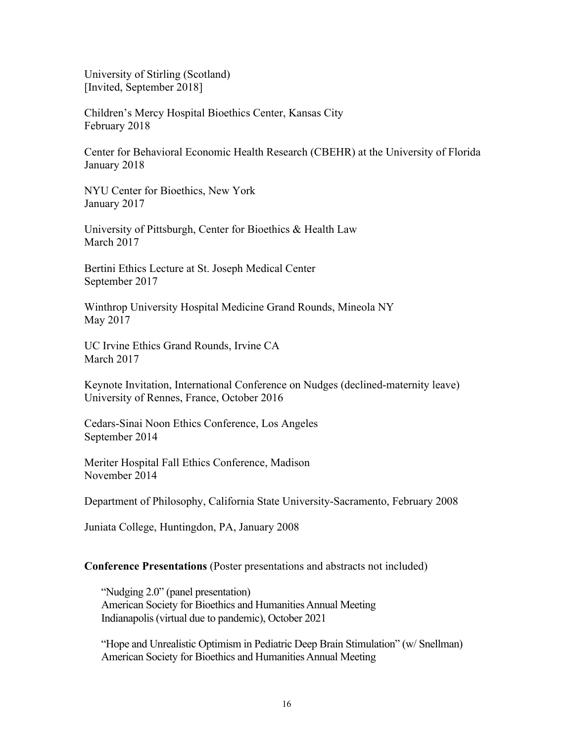University of Stirling (Scotland)
[Invited, September 2018]

Children's Mercy Hospital Bioethics Center, Kansas City
February 2018

Center for Behavioral Economic Health Research (CBEHR) at the University of Florida
January 2018

NYU Center for Bioethics, New York
January 2017

University of Pittsburgh, Center for Bioethics & Health Law
March 2017

Bertini Ethics Lecture at St. Joseph Medical Center
September 2017

Winthrop University Hospital Medicine Grand Rounds, Mineola NY
May 2017

UC Irvine Ethics Grand Rounds, Irvine CA
March 2017

Keynote Invitation, International Conference on Nudges (declined-maternity leave)
University of Rennes, France, October 2016

Cedars-Sinai Noon Ethics Conference, Los Angeles
September 2014

Meriter Hospital Fall Ethics Conference, Madison
November 2014

Department of Philosophy, California State University-Sacramento, February 2008

Juniata College, Huntingdon, PA, January 2008

**Conference Presentations** (Poster presentations and abstracts not included)

"Nudging 2.0" (panel presentation)
American Society for Bioethics and Humanities Annual Meeting
Indianapolis (virtual due to pandemic), October 2021

"Hope and Unrealistic Optimism in Pediatric Deep Brain Stimulation" (w/ Snellman)
American Society for Bioethics and Humanities Annual Meeting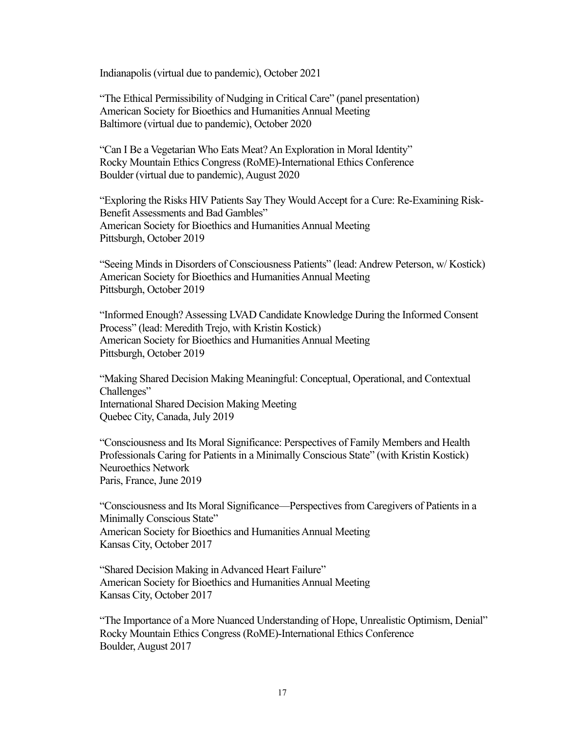Indianapolis (virtual due to pandemic), October 2021

"The Ethical Permissibility of Nudging in Critical Care" (panel presentation)
American Society for Bioethics and Humanities Annual Meeting
Baltimore (virtual due to pandemic), October 2020

"Can I Be a Vegetarian Who Eats Meat? An Exploration in Moral Identity"
Rocky Mountain Ethics Congress (RoME)-International Ethics Conference
Boulder (virtual due to pandemic), August 2020

"Exploring the Risks HIV Patients Say They Would Accept for a Cure: Re-Examining Risk-Benefit Assessments and Bad Gambles"
American Society for Bioethics and Humanities Annual Meeting
Pittsburgh, October 2019

"Seeing Minds in Disorders of Consciousness Patients" (lead: Andrew Peterson, w/ Kostick)
American Society for Bioethics and Humanities Annual Meeting
Pittsburgh, October 2019

"Informed Enough? Assessing LVAD Candidate Knowledge During the Informed Consent Process" (lead: Meredith Trejo, with Kristin Kostick)
American Society for Bioethics and Humanities Annual Meeting
Pittsburgh, October 2019

"Making Shared Decision Making Meaningful: Conceptual, Operational, and Contextual Challenges"
International Shared Decision Making Meeting
Quebec City, Canada, July 2019

"Consciousness and Its Moral Significance: Perspectives of Family Members and Health Professionals Caring for Patients in a Minimally Conscious State" (with Kristin Kostick)
Neuroethics Network
Paris, France, June 2019

"Consciousness and Its Moral Significance—Perspectives from Caregivers of Patients in a Minimally Conscious State"
American Society for Bioethics and Humanities Annual Meeting
Kansas City, October 2017

"Shared Decision Making in Advanced Heart Failure"
American Society for Bioethics and Humanities Annual Meeting
Kansas City, October 2017

"The Importance of a More Nuanced Understanding of Hope, Unrealistic Optimism, Denial"
Rocky Mountain Ethics Congress (RoME)-International Ethics Conference
Boulder, August 2017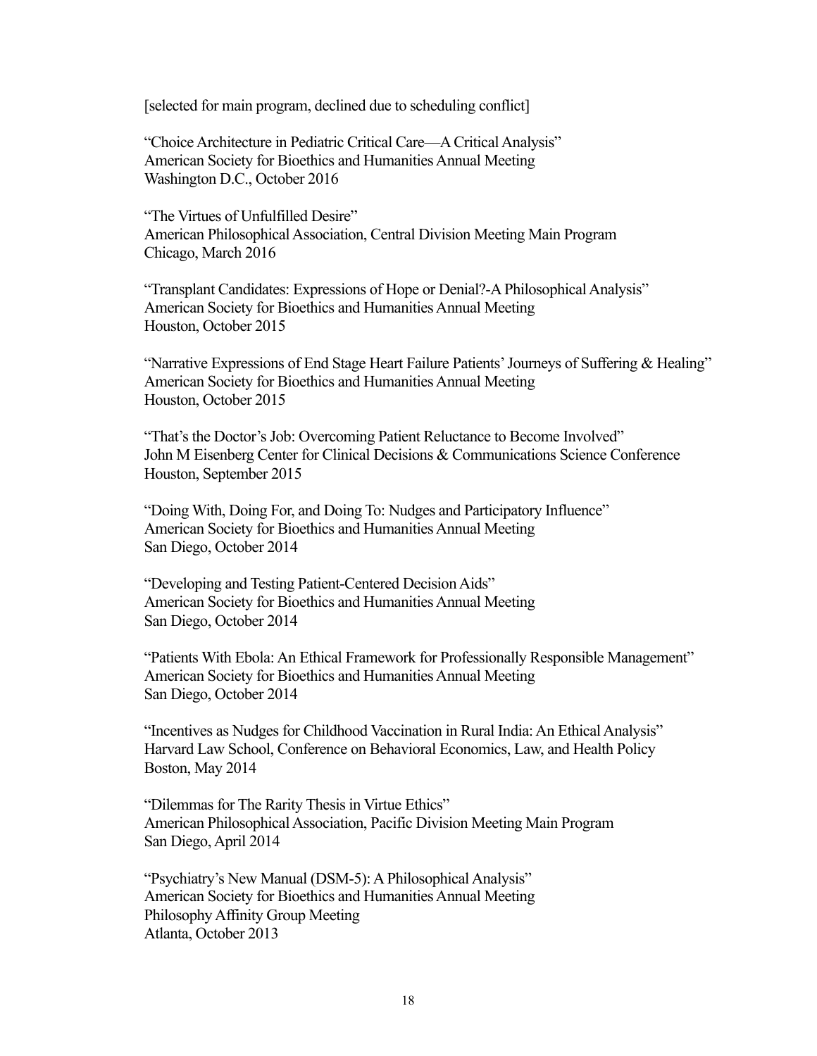[selected for main program, declined due to scheduling conflict]

"Choice Architecture in Pediatric Critical Care—A Critical Analysis"
American Society for Bioethics and Humanities Annual Meeting
Washington D.C., October 2016

"The Virtues of Unfulfilled Desire"
American Philosophical Association, Central Division Meeting Main Program
Chicago, March 2016

"Transplant Candidates: Expressions of Hope or Denial?-A Philosophical Analysis"
American Society for Bioethics and Humanities Annual Meeting
Houston, October 2015

"Narrative Expressions of End Stage Heart Failure Patients' Journeys of Suffering & Healing"
American Society for Bioethics and Humanities Annual Meeting
Houston, October 2015

"That's the Doctor's Job: Overcoming Patient Reluctance to Become Involved"
John M Eisenberg Center for Clinical Decisions & Communications Science Conference
Houston, September 2015

"Doing With, Doing For, and Doing To: Nudges and Participatory Influence"
American Society for Bioethics and Humanities Annual Meeting
San Diego, October 2014

"Developing and Testing Patient-Centered Decision Aids"
American Society for Bioethics and Humanities Annual Meeting
San Diego, October 2014

"Patients With Ebola: An Ethical Framework for Professionally Responsible Management"
American Society for Bioethics and Humanities Annual Meeting
San Diego, October 2014

"Incentives as Nudges for Childhood Vaccination in Rural India: An Ethical Analysis"
Harvard Law School, Conference on Behavioral Economics, Law, and Health Policy
Boston, May 2014

"Dilemmas for The Rarity Thesis in Virtue Ethics"
American Philosophical Association, Pacific Division Meeting Main Program
San Diego, April 2014

"Psychiatry's New Manual (DSM-5): A Philosophical Analysis"
American Society for Bioethics and Humanities Annual Meeting
Philosophy Affinity Group Meeting
Atlanta, October 2013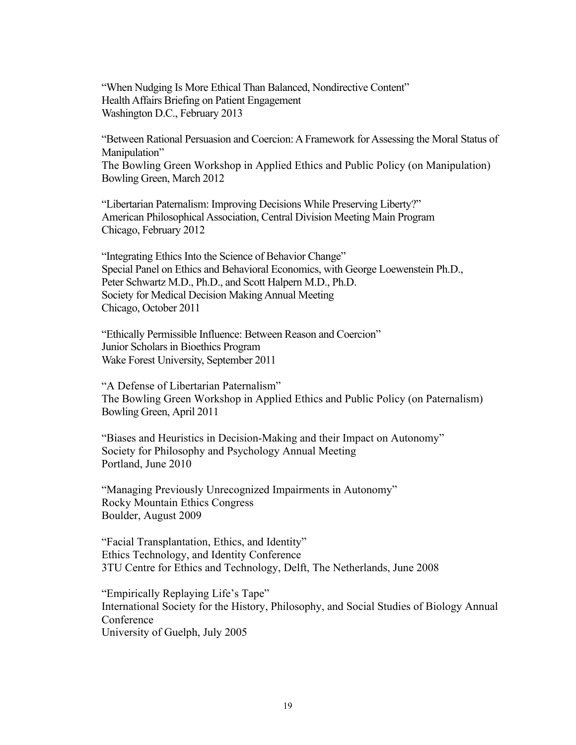"When Nudging Is More Ethical Than Balanced, Nondirective Content"
Health Affairs Briefing on Patient Engagement
Washington D.C., February 2013

"Between Rational Persuasion and Coercion: A Framework for Assessing the Moral Status of Manipulation"
The Bowling Green Workshop in Applied Ethics and Public Policy (on Manipulation)
Bowling Green, March 2012

"Libertarian Paternalism: Improving Decisions While Preserving Liberty?"
American Philosophical Association, Central Division Meeting Main Program
Chicago, February 2012

"Integrating Ethics Into the Science of Behavior Change"
Special Panel on Ethics and Behavioral Economics, with George Loewenstein Ph.D., Peter Schwartz M.D., Ph.D., and Scott Halpern M.D., Ph.D.
Society for Medical Decision Making Annual Meeting
Chicago, October 2011

"Ethically Permissible Influence: Between Reason and Coercion"
Junior Scholars in Bioethics Program
Wake Forest University, September 2011

"A Defense of Libertarian Paternalism"
The Bowling Green Workshop in Applied Ethics and Public Policy (on Paternalism)
Bowling Green, April 2011

"Biases and Heuristics in Decision-Making and their Impact on Autonomy"
Society for Philosophy and Psychology Annual Meeting
Portland, June 2010

"Managing Previously Unrecognized Impairments in Autonomy"
Rocky Mountain Ethics Congress
Boulder, August 2009

"Facial Transplantation, Ethics, and Identity"
Ethics Technology, and Identity Conference
3TU Centre for Ethics and Technology, Delft, The Netherlands, June 2008

"Empirically Replaying Life's Tape"
International Society for the History, Philosophy, and Social Studies of Biology Annual Conference
University of Guelph, July 2005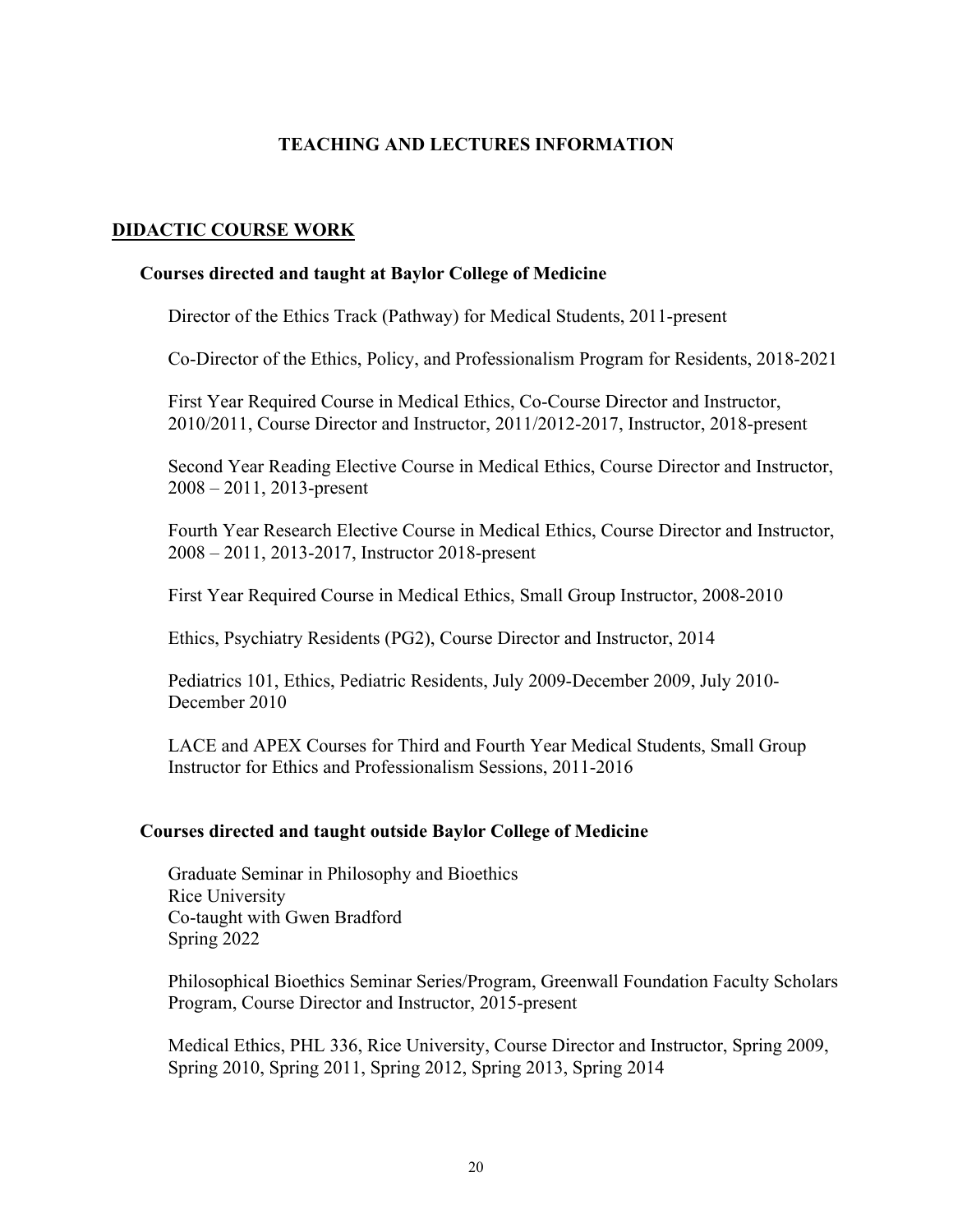# TEACHING AND LECTURES INFORMATION

## DIDACTIC COURSE WORK

### Courses directed and taught at Baylor College of Medicine

Director of the Ethics Track (Pathway) for Medical Students, 2011-present

Co-Director of the Ethics, Policy, and Professionalism Program for Residents, 2018-2021

First Year Required Course in Medical Ethics, Co-Course Director and Instructor, 2010/2011, Course Director and Instructor, 2011/2012-2017, Instructor, 2018-present

Second Year Reading Elective Course in Medical Ethics, Course Director and Instructor, 2008 – 2011, 2013-present

Fourth Year Research Elective Course in Medical Ethics, Course Director and Instructor, 2008 – 2011, 2013-2017, Instructor 2018-present

First Year Required Course in Medical Ethics, Small Group Instructor, 2008-2010

Ethics, Psychiatry Residents (PG2), Course Director and Instructor, 2014

Pediatrics 101, Ethics, Pediatric Residents, July 2009-December 2009, July 2010-December 2010

LACE and APEX Courses for Third and Fourth Year Medical Students, Small Group Instructor for Ethics and Professionalism Sessions, 2011-2016

### Courses directed and taught outside Baylor College of Medicine

Graduate Seminar in Philosophy and Bioethics
Rice University
Co-taught with Gwen Bradford
Spring 2022

Philosophical Bioethics Seminar Series/Program, Greenwall Foundation Faculty Scholars Program, Course Director and Instructor, 2015-present

Medical Ethics, PHL 336, Rice University, Course Director and Instructor, Spring 2009, Spring 2010, Spring 2011, Spring 2012, Spring 2013, Spring 2014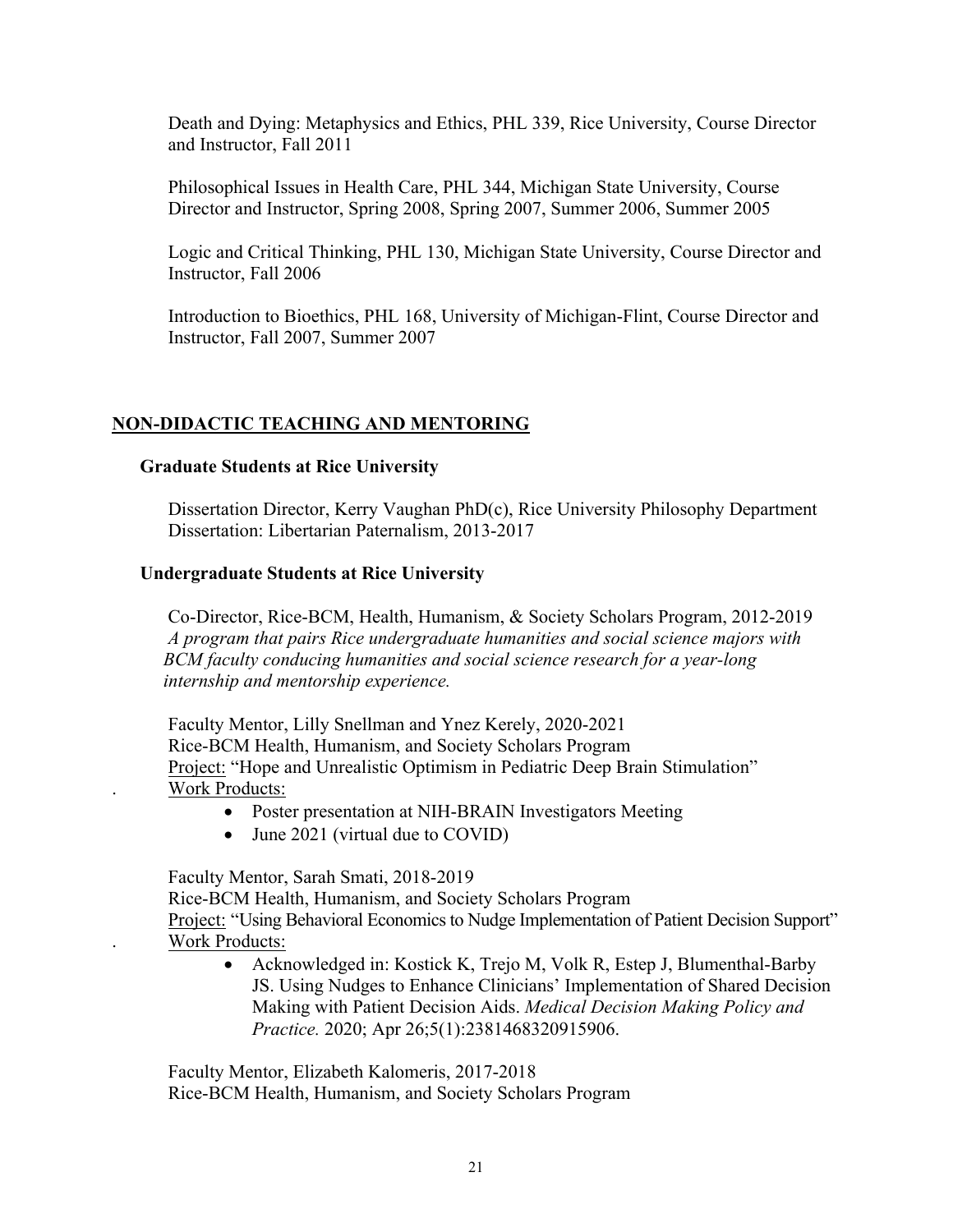Death and Dying: Metaphysics and Ethics, PHL 339, Rice University, Course Director and Instructor, Fall 2011

Philosophical Issues in Health Care, PHL 344, Michigan State University, Course Director and Instructor, Spring 2008, Spring 2007, Summer 2006, Summer 2005

Logic and Critical Thinking, PHL 130, Michigan State University, Course Director and Instructor, Fall 2006

Introduction to Bioethics, PHL 168, University of Michigan-Flint, Course Director and Instructor, Fall 2007, Summer 2007

## NON-DIDACTIC TEACHING AND MENTORING

### Graduate Students at Rice University

Dissertation Director, Kerry Vaughan PhD(c), Rice University Philosophy Department
Dissertation: Libertarian Paternalism, 2013-2017

### Undergraduate Students at Rice University

Co-Director, Rice-BCM, Health, Humanism, & Society Scholars Program, 2012-2019
*A program that pairs Rice undergraduate humanities and social science majors with BCM faculty conducing humanities and social science research for a year-long internship and mentorship experience.*

Faculty Mentor, Lilly Snellman and Ynez Kerely, 2020-2021
Rice-BCM Health, Humanism, and Society Scholars Program
Project: "Hope and Unrealistic Optimism in Pediatric Deep Brain Stimulation"
Work Products:

- Poster presentation at NIH-BRAIN Investigators Meeting
- June 2021 (virtual due to COVID)

Faculty Mentor, Sarah Smati, 2018-2019
Rice-BCM Health, Humanism, and Society Scholars Program
Project: "Using Behavioral Economics to Nudge Implementation of Patient Decision Support"
Work Products:

- Acknowledged in: Kostick K, Trejo M, Volk R, Estep J, Blumenthal-Barby JS. Using Nudges to Enhance Clinicians' Implementation of Shared Decision Making with Patient Decision Aids. *Medical Decision Making Policy and Practice.* 2020; Apr 26;5(1):2381468320915906.

Faculty Mentor, Elizabeth Kalomeris, 2017-2018
Rice-BCM Health, Humanism, and Society Scholars Program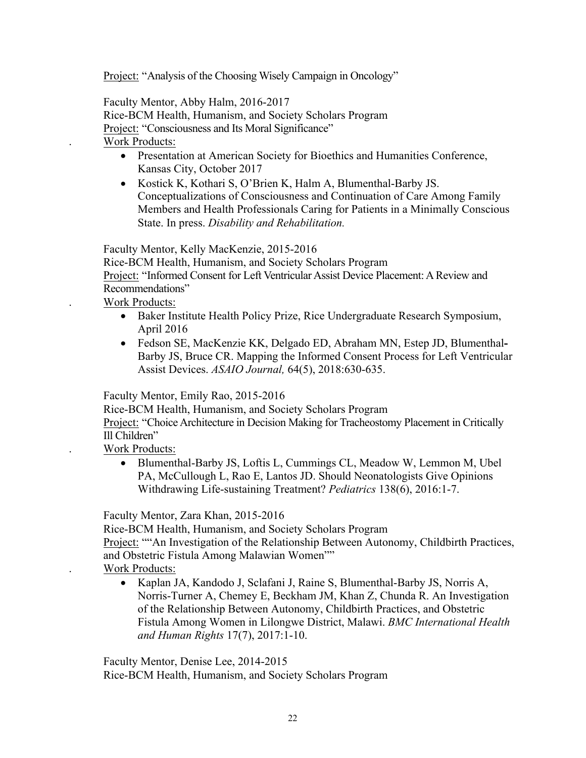Project: "Analysis of the Choosing Wisely Campaign in Oncology"

Faculty Mentor, Abby Halm, 2016-2017
Rice-BCM Health, Humanism, and Society Scholars Program
Project: "Consciousness and Its Moral Significance"
. Work Products:

- Presentation at American Society for Bioethics and Humanities Conference, Kansas City, October 2017
- Kostick K, Kothari S, O'Brien K, Halm A, Blumenthal-Barby JS. Conceptualizations of Consciousness and Continuation of Care Among Family Members and Health Professionals Caring for Patients in a Minimally Conscious State. In press. *Disability and Rehabilitation.*

Faculty Mentor, Kelly MacKenzie, 2015-2016
Rice-BCM Health, Humanism, and Society Scholars Program
Project: "Informed Consent for Left Ventricular Assist Device Placement: A Review and Recommendations"
. Work Products:

- Baker Institute Health Policy Prize, Rice Undergraduate Research Symposium, April 2016
- Fedson SE, MacKenzie KK, Delgado ED, Abraham MN, Estep JD, Blumenthal-Barby JS, Bruce CR. Mapping the Informed Consent Process for Left Ventricular Assist Devices. *ASAIO Journal,* 64(5), 2018:630-635.

Faculty Mentor, Emily Rao, 2015-2016
Rice-BCM Health, Humanism, and Society Scholars Program
Project: "Choice Architecture in Decision Making for Tracheostomy Placement in Critically Ill Children"
. Work Products:

- Blumenthal-Barby JS, Loftis L, Cummings CL, Meadow W, Lemmon M, Ubel PA, McCullough L, Rao E, Lantos JD. Should Neonatologists Give Opinions Withdrawing Life-sustaining Treatment? *Pediatrics* 138(6), 2016:1-7.

Faculty Mentor, Zara Khan, 2015-2016
Rice-BCM Health, Humanism, and Society Scholars Program
Project: ""An Investigation of the Relationship Between Autonomy, Childbirth Practices, and Obstetric Fistula Among Malawian Women""
. Work Products:

- Kaplan JA, Kandodo J, Sclafani J, Raine S, Blumenthal-Barby JS, Norris A, Norris-Turner A, Chemey E, Beckham JM, Khan Z, Chunda R. An Investigation of the Relationship Between Autonomy, Childbirth Practices, and Obstetric Fistula Among Women in Lilongwe District, Malawi. *BMC International Health and Human Rights* 17(7), 2017:1-10.

Faculty Mentor, Denise Lee, 2014-2015
Rice-BCM Health, Humanism, and Society Scholars Program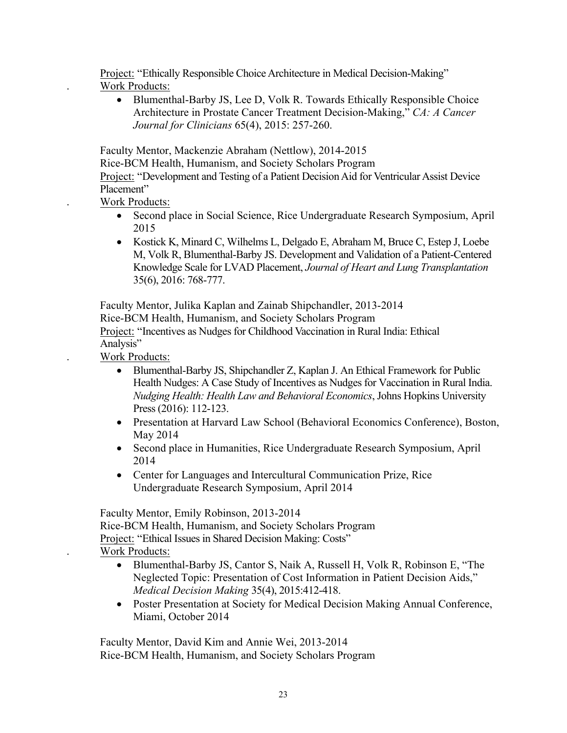Project: "Ethically Responsible Choice Architecture in Medical Decision-Making"

. Work Products:

- Blumenthal-Barby JS, Lee D, Volk R. Towards Ethically Responsible Choice Architecture in Prostate Cancer Treatment Decision-Making," *CA: A Cancer Journal for Clinicians* 65(4), 2015: 257-260.

Faculty Mentor, Mackenzie Abraham (Nettlow), 2014-2015
Rice-BCM Health, Humanism, and Society Scholars Program
Project: "Development and Testing of a Patient Decision Aid for Ventricular Assist Device Placement"

. Work Products:

- Second place in Social Science, Rice Undergraduate Research Symposium, April 2015
- Kostick K, Minard C, Wilhelms L, Delgado E, Abraham M, Bruce C, Estep J, Loebe M, Volk R, Blumenthal-Barby JS. Development and Validation of a Patient-Centered Knowledge Scale for LVAD Placement, *Journal of Heart and Lung Transplantation* 35(6), 2016: 768-777.

Faculty Mentor, Julika Kaplan and Zainab Shipchandler, 2013-2014
Rice-BCM Health, Humanism, and Society Scholars Program
Project: "Incentives as Nudges for Childhood Vaccination in Rural India: Ethical Analysis"

. Work Products:

- Blumenthal-Barby JS, Shipchandler Z, Kaplan J. An Ethical Framework for Public Health Nudges: A Case Study of Incentives as Nudges for Vaccination in Rural India. *Nudging Health: Health Law and Behavioral Economics*, Johns Hopkins University Press (2016): 112-123.
- Presentation at Harvard Law School (Behavioral Economics Conference), Boston, May 2014
- Second place in Humanities, Rice Undergraduate Research Symposium, April 2014
- Center for Languages and Intercultural Communication Prize, Rice Undergraduate Research Symposium, April 2014

Faculty Mentor, Emily Robinson, 2013-2014
Rice-BCM Health, Humanism, and Society Scholars Program
Project: "Ethical Issues in Shared Decision Making: Costs"

. Work Products:

- Blumenthal-Barby JS, Cantor S, Naik A, Russell H, Volk R, Robinson E, "The Neglected Topic: Presentation of Cost Information in Patient Decision Aids," *Medical Decision Making* 35(4), 2015:412-418.
- Poster Presentation at Society for Medical Decision Making Annual Conference, Miami, October 2014

Faculty Mentor, David Kim and Annie Wei, 2013-2014
Rice-BCM Health, Humanism, and Society Scholars Program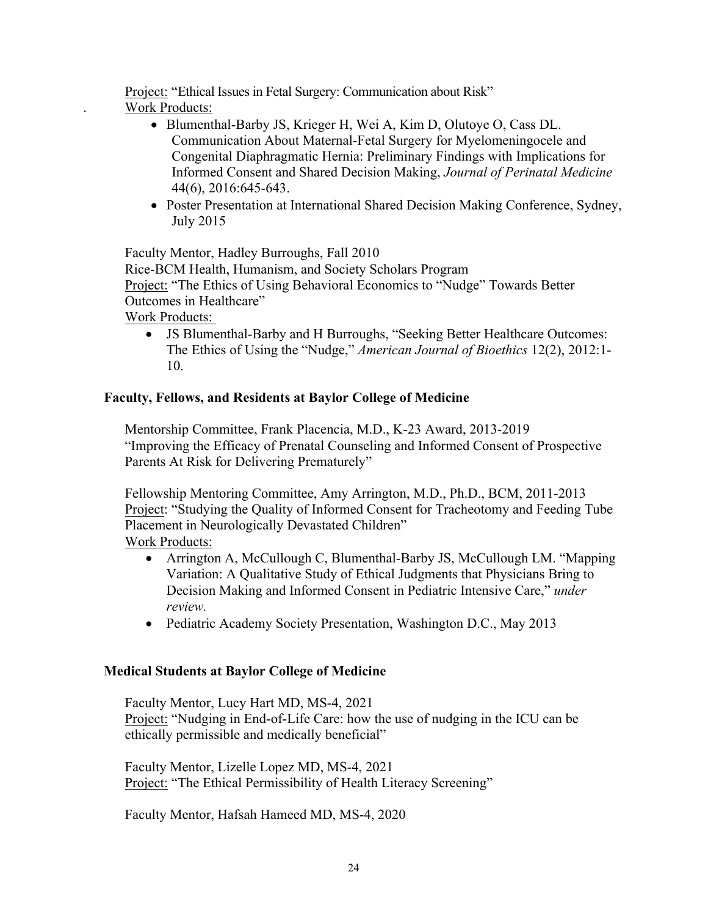Project: "Ethical Issues in Fetal Surgery: Communication about Risk"

Work Products:

- Blumenthal-Barby JS, Krieger H, Wei A, Kim D, Olutoye O, Cass DL. Communication About Maternal-Fetal Surgery for Myelomeningocele and Congenital Diaphragmatic Hernia: Preliminary Findings with Implications for Informed Consent and Shared Decision Making, *Journal of Perinatal Medicine* 44(6), 2016:645-643.
- Poster Presentation at International Shared Decision Making Conference, Sydney, July 2015

Faculty Mentor, Hadley Burroughs, Fall 2010
Rice-BCM Health, Humanism, and Society Scholars Program
Project: "The Ethics of Using Behavioral Economics to "Nudge" Towards Better Outcomes in Healthcare"
Work Products:

- JS Blumenthal-Barby and H Burroughs, "Seeking Better Healthcare Outcomes: The Ethics of Using the "Nudge," *American Journal of Bioethics* 12(2), 2012:1-10.

**Faculty, Fellows, and Residents at Baylor College of Medicine**

Mentorship Committee, Frank Placencia, M.D., K-23 Award, 2013-2019
"Improving the Efficacy of Prenatal Counseling and Informed Consent of Prospective Parents At Risk for Delivering Prematurely"

Fellowship Mentoring Committee, Amy Arrington, M.D., Ph.D., BCM, 2011-2013
Project: "Studying the Quality of Informed Consent for Tracheotomy and Feeding Tube Placement in Neurologically Devastated Children"
Work Products:

- Arrington A, McCullough C, Blumenthal-Barby JS, McCullough LM. "Mapping Variation: A Qualitative Study of Ethical Judgments that Physicians Bring to Decision Making and Informed Consent in Pediatric Intensive Care," *under review.*
- Pediatric Academy Society Presentation, Washington D.C., May 2013

**Medical Students at Baylor College of Medicine**

Faculty Mentor, Lucy Hart MD, MS-4, 2021
Project: "Nudging in End-of-Life Care: how the use of nudging in the ICU can be ethically permissible and medically beneficial"

Faculty Mentor, Lizelle Lopez MD, MS-4, 2021
Project: "The Ethical Permissibility of Health Literacy Screening"

Faculty Mentor, Hafsah Hameed MD, MS-4, 2020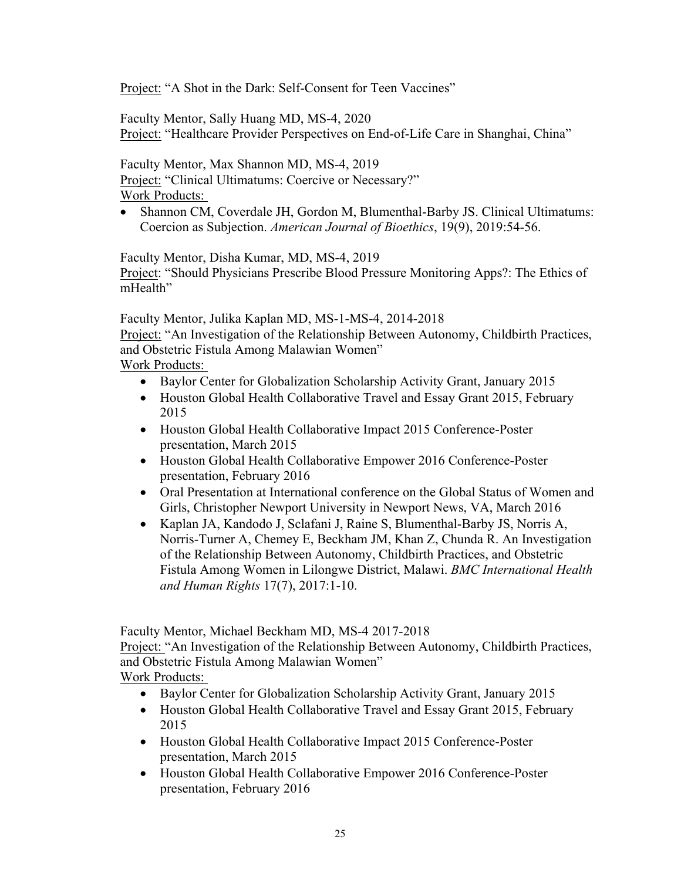Project: "A Shot in the Dark: Self-Consent for Teen Vaccines"

Faculty Mentor, Sally Huang MD, MS-4, 2020
Project: "Healthcare Provider Perspectives on End-of-Life Care in Shanghai, China"

Faculty Mentor, Max Shannon MD, MS-4, 2019
Project: "Clinical Ultimatums: Coercive or Necessary?"
Work Products:

- Shannon CM, Coverdale JH, Gordon M, Blumenthal-Barby JS. Clinical Ultimatums: Coercion as Subjection. *American Journal of Bioethics*, 19(9), 2019:54-56.

Faculty Mentor, Disha Kumar, MD, MS-4, 2019
Project: "Should Physicians Prescribe Blood Pressure Monitoring Apps?: The Ethics of mHealth"

Faculty Mentor, Julika Kaplan MD, MS-1-MS-4, 2014-2018
Project: "An Investigation of the Relationship Between Autonomy, Childbirth Practices, and Obstetric Fistula Among Malawian Women"
Work Products:

- Baylor Center for Globalization Scholarship Activity Grant, January 2015
- Houston Global Health Collaborative Travel and Essay Grant 2015, February 2015
- Houston Global Health Collaborative Impact 2015 Conference-Poster presentation, March 2015
- Houston Global Health Collaborative Empower 2016 Conference-Poster presentation, February 2016
- Oral Presentation at International conference on the Global Status of Women and Girls, Christopher Newport University in Newport News, VA, March 2016
- Kaplan JA, Kandodo J, Sclafani J, Raine S, Blumenthal-Barby JS, Norris A, Norris-Turner A, Chemey E, Beckham JM, Khan Z, Chunda R. An Investigation of the Relationship Between Autonomy, Childbirth Practices, and Obstetric Fistula Among Women in Lilongwe District, Malawi. *BMC International Health and Human Rights* 17(7), 2017:1-10.

Faculty Mentor, Michael Beckham MD, MS-4 2017-2018
Project: "An Investigation of the Relationship Between Autonomy, Childbirth Practices, and Obstetric Fistula Among Malawian Women"
Work Products:

- Baylor Center for Globalization Scholarship Activity Grant, January 2015
- Houston Global Health Collaborative Travel and Essay Grant 2015, February 2015
- Houston Global Health Collaborative Impact 2015 Conference-Poster presentation, March 2015
- Houston Global Health Collaborative Empower 2016 Conference-Poster presentation, February 2016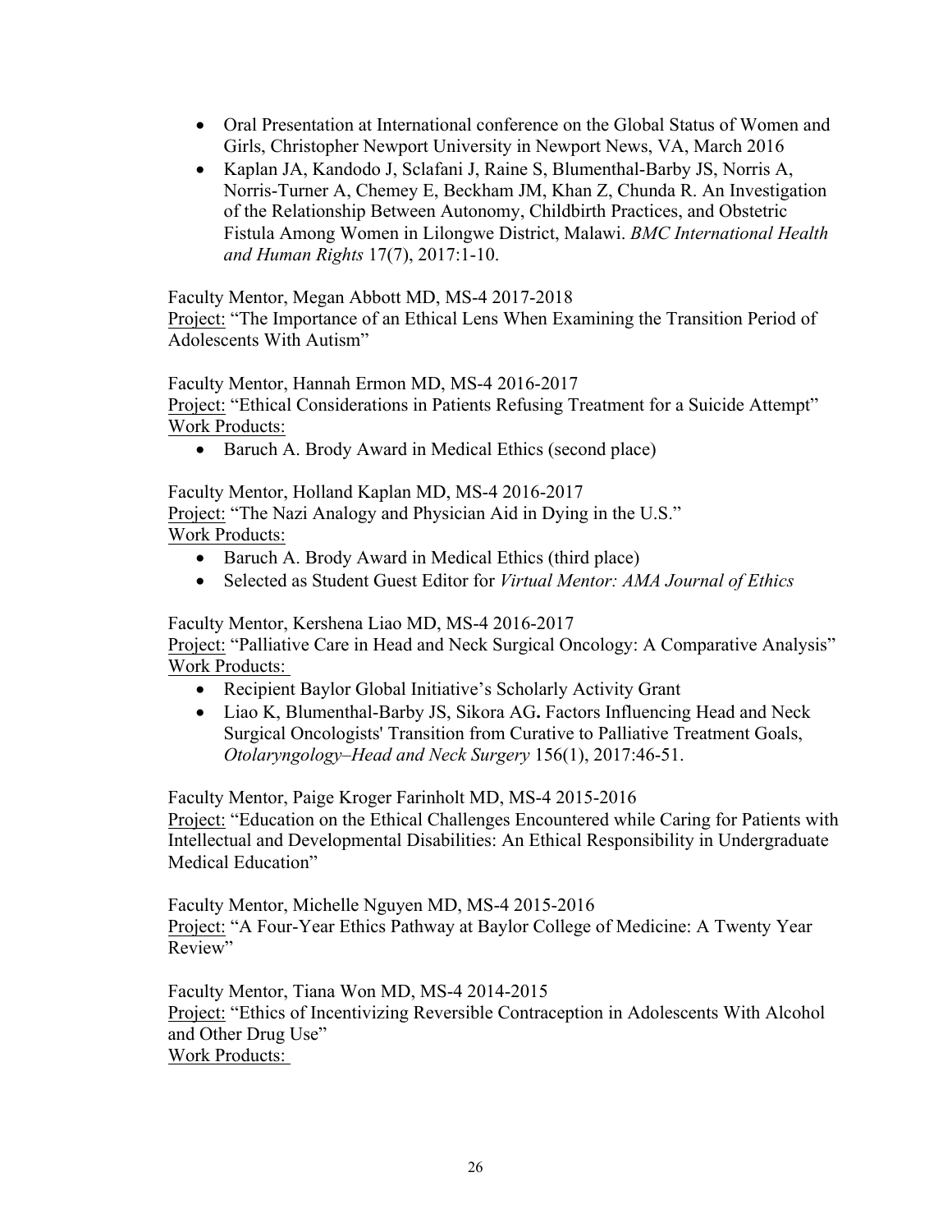- Oral Presentation at International conference on the Global Status of Women and Girls, Christopher Newport University in Newport News, VA, March 2016
- Kaplan JA, Kandodo J, Sclafani J, Raine S, Blumenthal-Barby JS, Norris A, Norris-Turner A, Chemey E, Beckham JM, Khan Z, Chunda R. An Investigation of the Relationship Between Autonomy, Childbirth Practices, and Obstetric Fistula Among Women in Lilongwe District, Malawi. *BMC International Health and Human Rights* 17(7), 2017:1-10.

Faculty Mentor, Megan Abbott MD, MS-4 2017-2018
Project: "The Importance of an Ethical Lens When Examining the Transition Period of Adolescents With Autism"

Faculty Mentor, Hannah Ermon MD, MS-4 2016-2017
Project: "Ethical Considerations in Patients Refusing Treatment for a Suicide Attempt"
Work Products:

- Baruch A. Brody Award in Medical Ethics (second place)

Faculty Mentor, Holland Kaplan MD, MS-4 2016-2017
Project: "The Nazi Analogy and Physician Aid in Dying in the U.S."
Work Products:

- Baruch A. Brody Award in Medical Ethics (third place)
- Selected as Student Guest Editor for *Virtual Mentor: AMA Journal of Ethics*

Faculty Mentor, Kershena Liao MD, MS-4 2016-2017
Project: "Palliative Care in Head and Neck Surgical Oncology: A Comparative Analysis"
Work Products:

- Recipient Baylor Global Initiative's Scholarly Activity Grant
- Liao K, Blumenthal-Barby JS, Sikora AG**.** Factors Influencing Head and Neck Surgical Oncologists' Transition from Curative to Palliative Treatment Goals, *Otolaryngology–Head and Neck Surgery* 156(1), 2017:46-51.

Faculty Mentor, Paige Kroger Farinholt MD, MS-4 2015-2016
Project: "Education on the Ethical Challenges Encountered while Caring for Patients with Intellectual and Developmental Disabilities: An Ethical Responsibility in Undergraduate Medical Education"

Faculty Mentor, Michelle Nguyen MD, MS-4 2015-2016
Project: "A Four-Year Ethics Pathway at Baylor College of Medicine: A Twenty Year Review"

Faculty Mentor, Tiana Won MD, MS-4 2014-2015
Project: "Ethics of Incentivizing Reversible Contraception in Adolescents With Alcohol and Other Drug Use"
Work Products: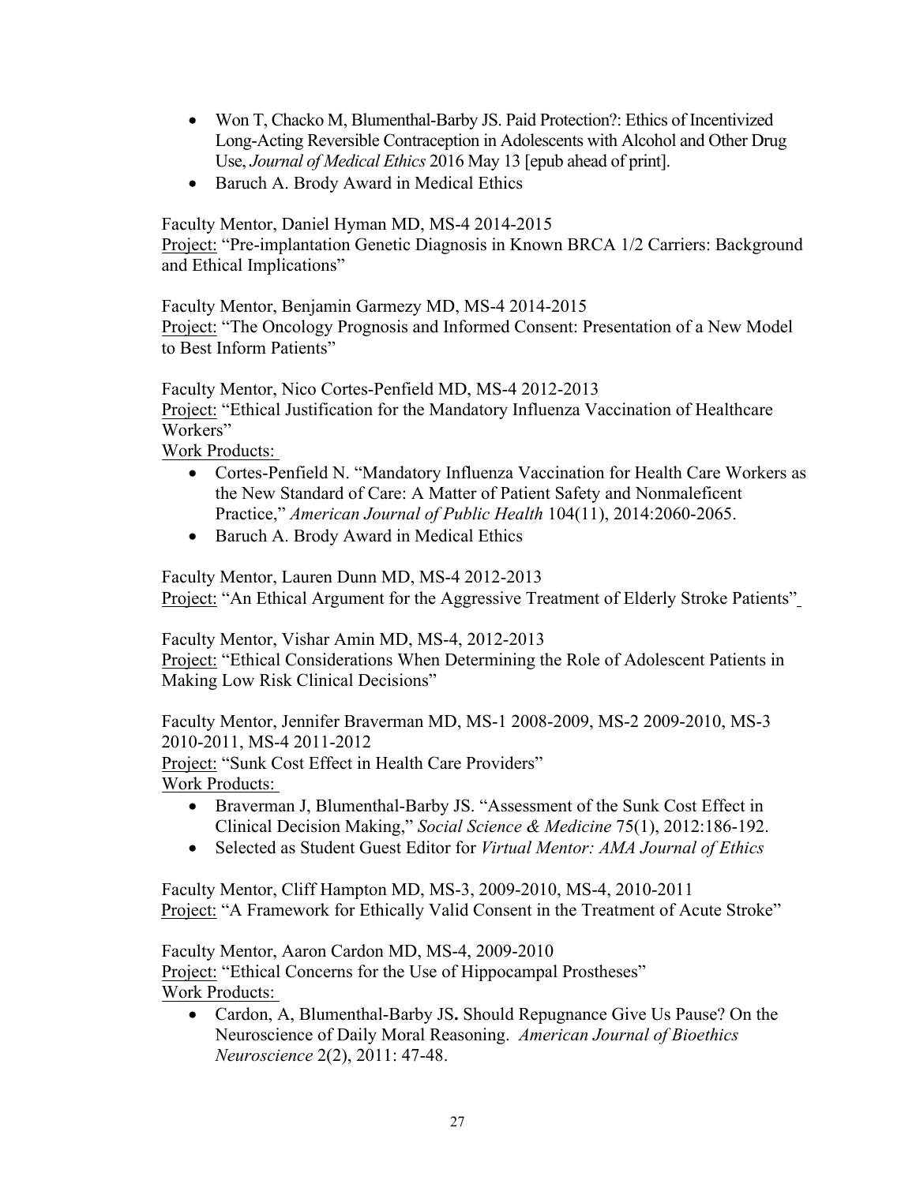- Won T, Chacko M, Blumenthal-Barby JS. Paid Protection?: Ethics of Incentivized Long-Acting Reversible Contraception in Adolescents with Alcohol and Other Drug Use, *Journal of Medical Ethics* 2016 May 13 [epub ahead of print].
- Baruch A. Brody Award in Medical Ethics

Faculty Mentor, Daniel Hyman MD, MS-4 2014-2015
Project: "Pre-implantation Genetic Diagnosis in Known BRCA 1/2 Carriers: Background and Ethical Implications"

Faculty Mentor, Benjamin Garmezy MD, MS-4 2014-2015
Project: "The Oncology Prognosis and Informed Consent: Presentation of a New Model to Best Inform Patients"

Faculty Mentor, Nico Cortes-Penfield MD, MS-4 2012-2013
Project: "Ethical Justification for the Mandatory Influenza Vaccination of Healthcare Workers"
Work Products:

- Cortes-Penfield N. "Mandatory Influenza Vaccination for Health Care Workers as the New Standard of Care: A Matter of Patient Safety and Nonmaleficent Practice," *American Journal of Public Health* 104(11), 2014:2060-2065.
- Baruch A. Brody Award in Medical Ethics

Faculty Mentor, Lauren Dunn MD, MS-4 2012-2013
Project: "An Ethical Argument for the Aggressive Treatment of Elderly Stroke Patients"

Faculty Mentor, Vishar Amin MD, MS-4, 2012-2013
Project: "Ethical Considerations When Determining the Role of Adolescent Patients in Making Low Risk Clinical Decisions"

Faculty Mentor, Jennifer Braverman MD, MS-1 2008-2009, MS-2 2009-2010, MS-3 2010-2011, MS-4 2011-2012
Project: "Sunk Cost Effect in Health Care Providers"
Work Products:

- Braverman J, Blumenthal-Barby JS. "Assessment of the Sunk Cost Effect in Clinical Decision Making," *Social Science & Medicine* 75(1), 2012:186-192.
- Selected as Student Guest Editor for *Virtual Mentor: AMA Journal of Ethics*

Faculty Mentor, Cliff Hampton MD, MS-3, 2009-2010, MS-4, 2010-2011
Project: "A Framework for Ethically Valid Consent in the Treatment of Acute Stroke"

Faculty Mentor, Aaron Cardon MD, MS-4, 2009-2010
Project: "Ethical Concerns for the Use of Hippocampal Prostheses"
Work Products:

- Cardon, A, Blumenthal-Barby JS**.** Should Repugnance Give Us Pause? On the Neuroscience of Daily Moral Reasoning. *American Journal of Bioethics Neuroscience* 2(2), 2011: 47-48.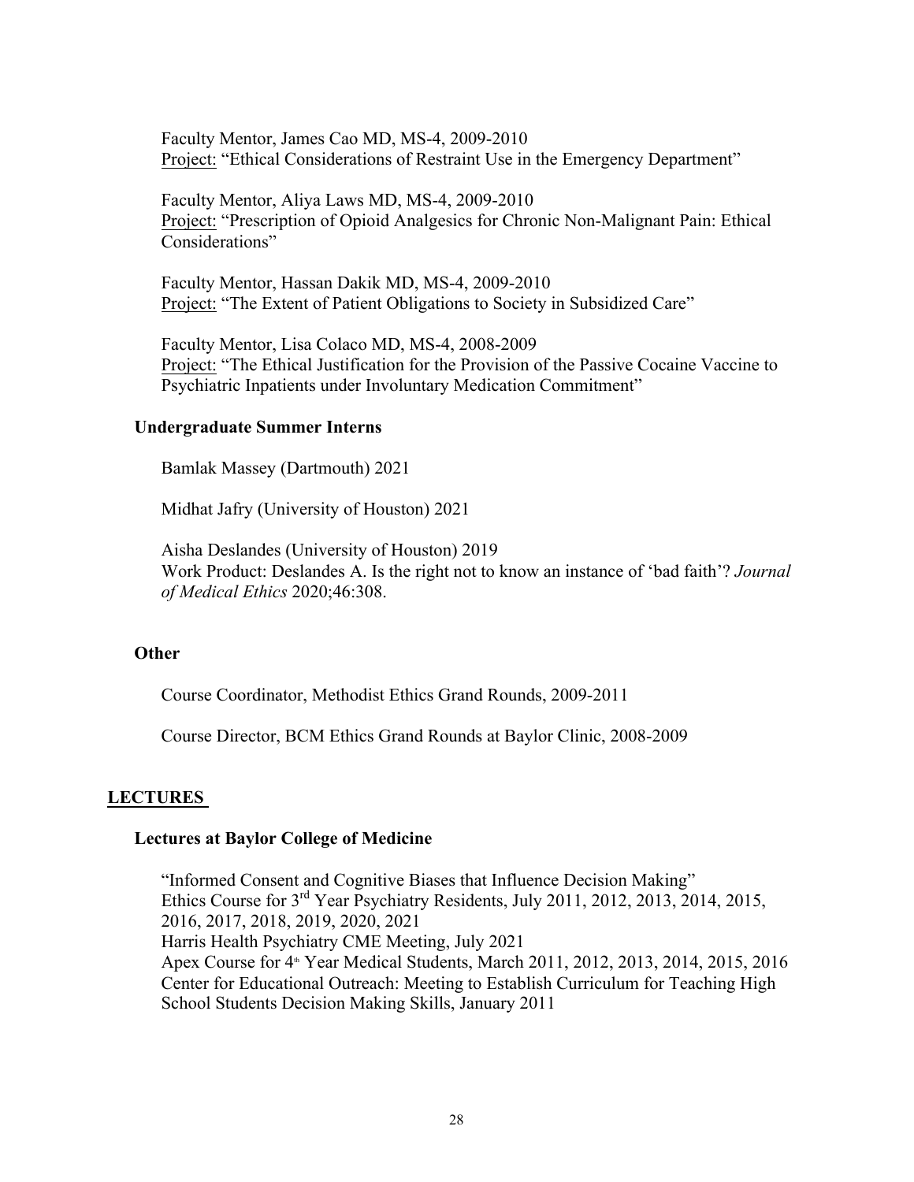Faculty Mentor, James Cao MD, MS-4, 2009-2010
Project: "Ethical Considerations of Restraint Use in the Emergency Department"

Faculty Mentor, Aliya Laws MD, MS-4, 2009-2010
Project: "Prescription of Opioid Analgesics for Chronic Non-Malignant Pain: Ethical Considerations"

Faculty Mentor, Hassan Dakik MD, MS-4, 2009-2010
Project: "The Extent of Patient Obligations to Society in Subsidized Care"

Faculty Mentor, Lisa Colaco MD, MS-4, 2008-2009
Project: "The Ethical Justification for the Provision of the Passive Cocaine Vaccine to Psychiatric Inpatients under Involuntary Medication Commitment"

### Undergraduate Summer Interns

Bamlak Massey (Dartmouth) 2021

Midhat Jafry (University of Houston) 2021

Aisha Deslandes (University of Houston) 2019
Work Product: Deslandes A. Is the right not to know an instance of 'bad faith'? *Journal of Medical Ethics* 2020;46:308.

### Other

Course Coordinator, Methodist Ethics Grand Rounds, 2009-2011

Course Director, BCM Ethics Grand Rounds at Baylor Clinic, 2008-2009

## LECTURES

### Lectures at Baylor College of Medicine

"Informed Consent and Cognitive Biases that Influence Decision Making"
Ethics Course for 3rd Year Psychiatry Residents, July 2011, 2012, 2013, 2014, 2015, 2016, 2017, 2018, 2019, 2020, 2021
Harris Health Psychiatry CME Meeting, July 2021
Apex Course for 4th Year Medical Students, March 2011, 2012, 2013, 2014, 2015, 2016
Center for Educational Outreach: Meeting to Establish Curriculum for Teaching High School Students Decision Making Skills, January 2011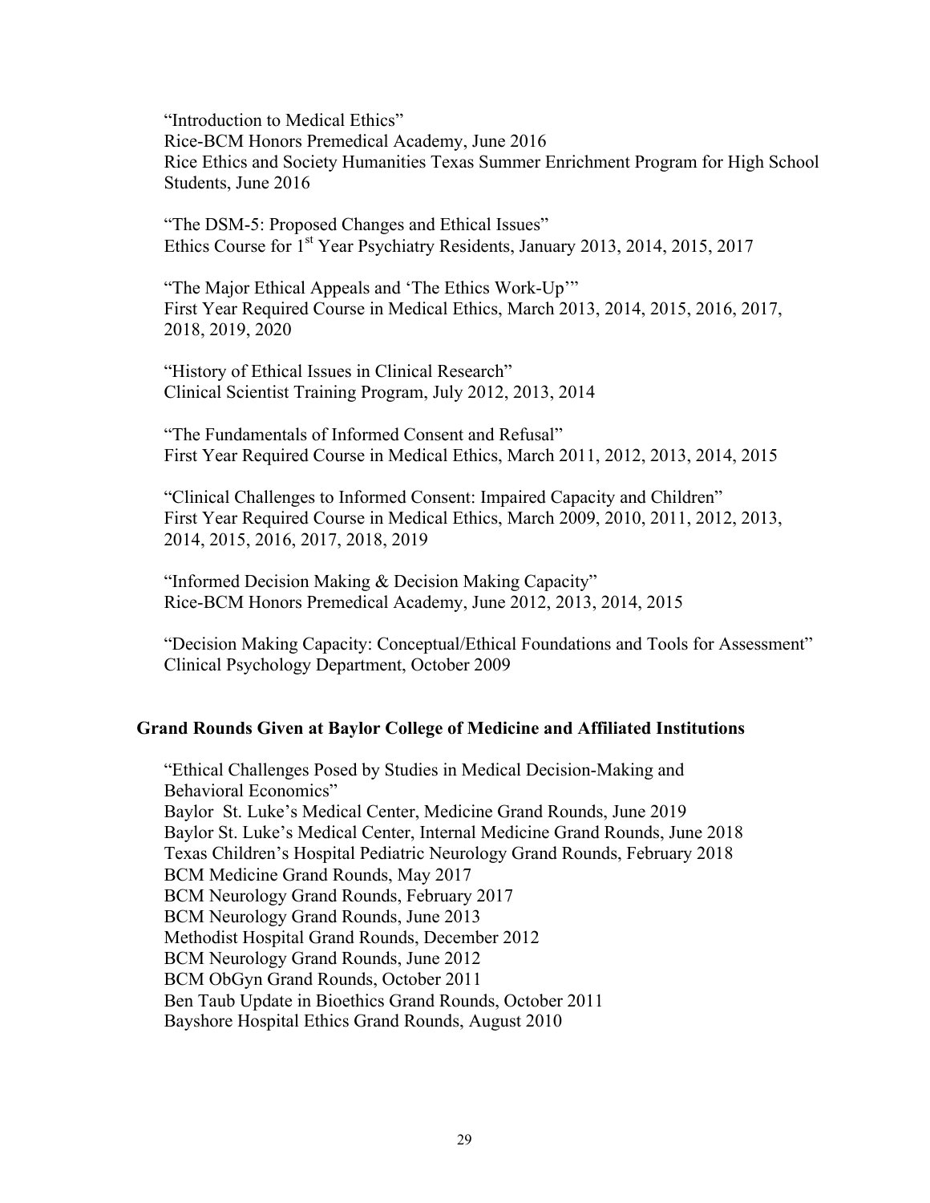"Introduction to Medical Ethics"
Rice-BCM Honors Premedical Academy, June 2016
Rice Ethics and Society Humanities Texas Summer Enrichment Program for High School Students, June 2016

"The DSM-5: Proposed Changes and Ethical Issues"
Ethics Course for 1st Year Psychiatry Residents, January 2013, 2014, 2015, 2017

"The Major Ethical Appeals and 'The Ethics Work-Up'"
First Year Required Course in Medical Ethics, March 2013, 2014, 2015, 2016, 2017, 2018, 2019, 2020

"History of Ethical Issues in Clinical Research"
Clinical Scientist Training Program, July 2012, 2013, 2014

"The Fundamentals of Informed Consent and Refusal"
First Year Required Course in Medical Ethics, March 2011, 2012, 2013, 2014, 2015

"Clinical Challenges to Informed Consent: Impaired Capacity and Children"
First Year Required Course in Medical Ethics, March 2009, 2010, 2011, 2012, 2013, 2014, 2015, 2016, 2017, 2018, 2019

"Informed Decision Making & Decision Making Capacity"
Rice-BCM Honors Premedical Academy, June 2012, 2013, 2014, 2015

"Decision Making Capacity: Conceptual/Ethical Foundations and Tools for Assessment"
Clinical Psychology Department, October 2009

## Grand Rounds Given at Baylor College of Medicine and Affiliated Institutions

"Ethical Challenges Posed by Studies in Medical Decision-Making and Behavioral Economics"
Baylor St. Luke's Medical Center, Medicine Grand Rounds, June 2019
Baylor St. Luke's Medical Center, Internal Medicine Grand Rounds, June 2018
Texas Children's Hospital Pediatric Neurology Grand Rounds, February 2018
BCM Medicine Grand Rounds, May 2017
BCM Neurology Grand Rounds, February 2017
BCM Neurology Grand Rounds, June 2013
Methodist Hospital Grand Rounds, December 2012
BCM Neurology Grand Rounds, June 2012
BCM ObGyn Grand Rounds, October 2011
Ben Taub Update in Bioethics Grand Rounds, October 2011
Bayshore Hospital Ethics Grand Rounds, August 2010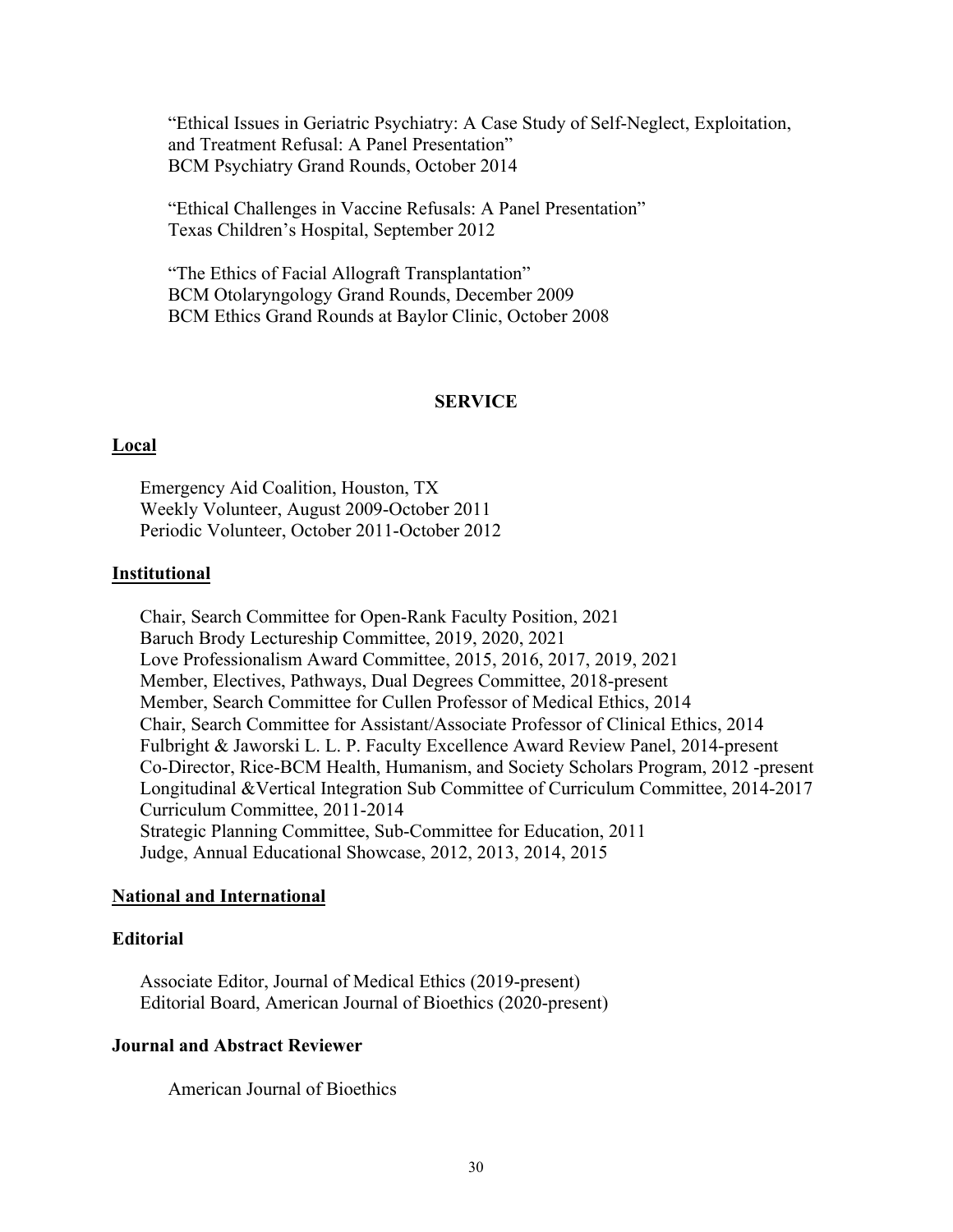"Ethical Issues in Geriatric Psychiatry: A Case Study of Self-Neglect, Exploitation, and Treatment Refusal: A Panel Presentation"
BCM Psychiatry Grand Rounds, October 2014

"Ethical Challenges in Vaccine Refusals: A Panel Presentation"
Texas Children's Hospital, September 2012

"The Ethics of Facial Allograft Transplantation"
BCM Otolaryngology Grand Rounds, December 2009
BCM Ethics Grand Rounds at Baylor Clinic, October 2008

## SERVICE

### Local

Emergency Aid Coalition, Houston, TX
Weekly Volunteer, August 2009-October 2011
Periodic Volunteer, October 2011-October 2012

### Institutional

Chair, Search Committee for Open-Rank Faculty Position, 2021
Baruch Brody Lectureship Committee, 2019, 2020, 2021
Love Professionalism Award Committee, 2015, 2016, 2017, 2019, 2021
Member, Electives, Pathways, Dual Degrees Committee, 2018-present
Member, Search Committee for Cullen Professor of Medical Ethics, 2014
Chair, Search Committee for Assistant/Associate Professor of Clinical Ethics, 2014
Fulbright & Jaworski L. L. P. Faculty Excellence Award Review Panel, 2014-present
Co-Director, Rice-BCM Health, Humanism, and Society Scholars Program, 2012 -present
Longitudinal &Vertical Integration Sub Committee of Curriculum Committee, 2014-2017
Curriculum Committee, 2011-2014
Strategic Planning Committee, Sub-Committee for Education, 2011
Judge, Annual Educational Showcase, 2012, 2013, 2014, 2015

### National and International

#### Editorial

Associate Editor, Journal of Medical Ethics (2019-present)
Editorial Board, American Journal of Bioethics (2020-present)

#### Journal and Abstract Reviewer

American Journal of Bioethics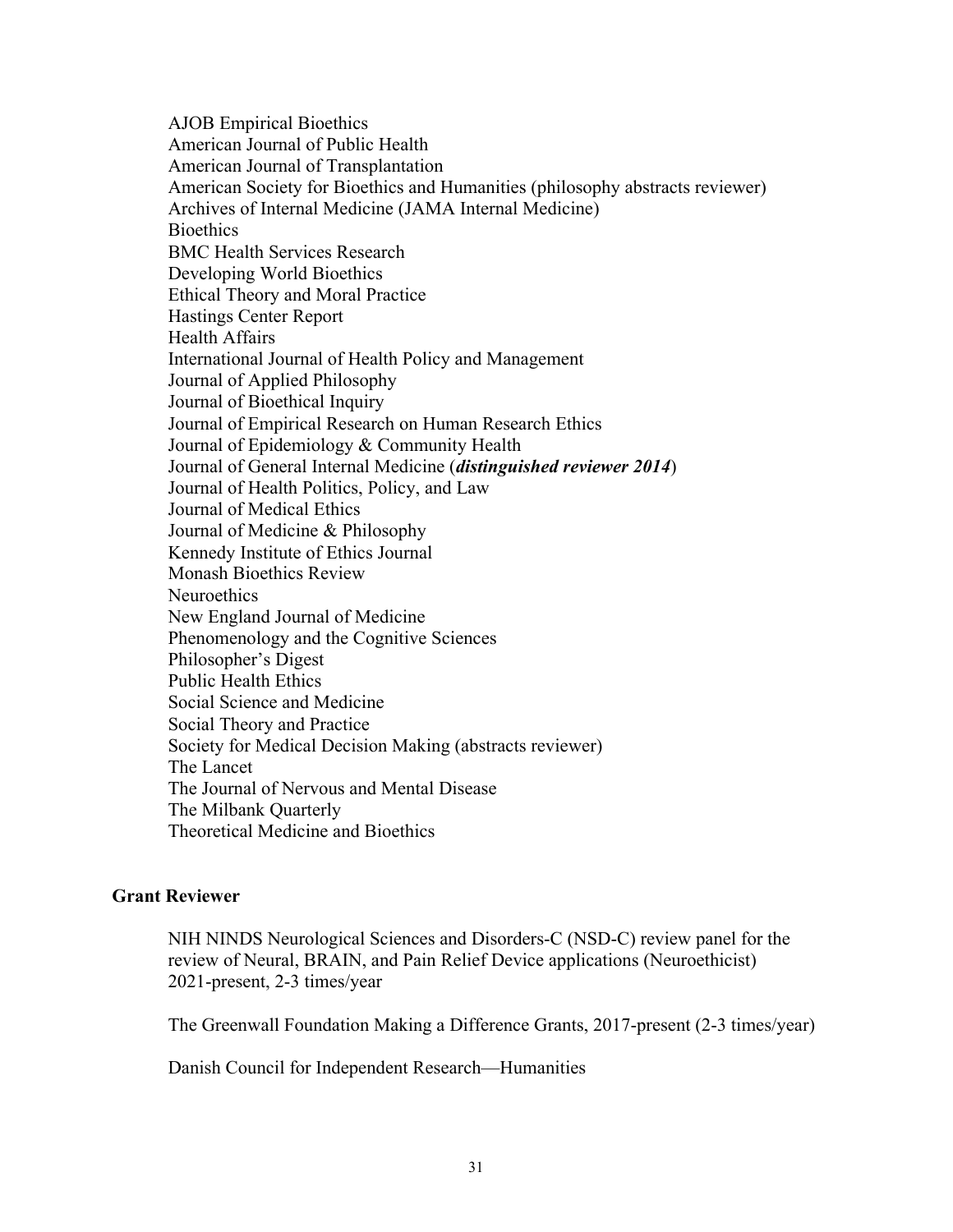AJOB Empirical Bioethics
American Journal of Public Health
American Journal of Transplantation
American Society for Bioethics and Humanities (philosophy abstracts reviewer)
Archives of Internal Medicine (JAMA Internal Medicine)
Bioethics
BMC Health Services Research
Developing World Bioethics
Ethical Theory and Moral Practice
Hastings Center Report
Health Affairs
International Journal of Health Policy and Management
Journal of Applied Philosophy
Journal of Bioethical Inquiry
Journal of Empirical Research on Human Research Ethics
Journal of Epidemiology & Community Health
Journal of General Internal Medicine (***distinguished reviewer 2014***)
Journal of Health Politics, Policy, and Law
Journal of Medical Ethics
Journal of Medicine & Philosophy
Kennedy Institute of Ethics Journal
Monash Bioethics Review
Neuroethics
New England Journal of Medicine
Phenomenology and the Cognitive Sciences
Philosopher's Digest
Public Health Ethics
Social Science and Medicine
Social Theory and Practice
Society for Medical Decision Making (abstracts reviewer)
The Lancet
The Journal of Nervous and Mental Disease
The Milbank Quarterly
Theoretical Medicine and Bioethics

**Grant Reviewer**

NIH NINDS Neurological Sciences and Disorders-C (NSD-C) review panel for the review of Neural, BRAIN, and Pain Relief Device applications (Neuroethicist) 2021-present, 2-3 times/year

The Greenwall Foundation Making a Difference Grants, 2017-present (2-3 times/year)

Danish Council for Independent Research—Humanities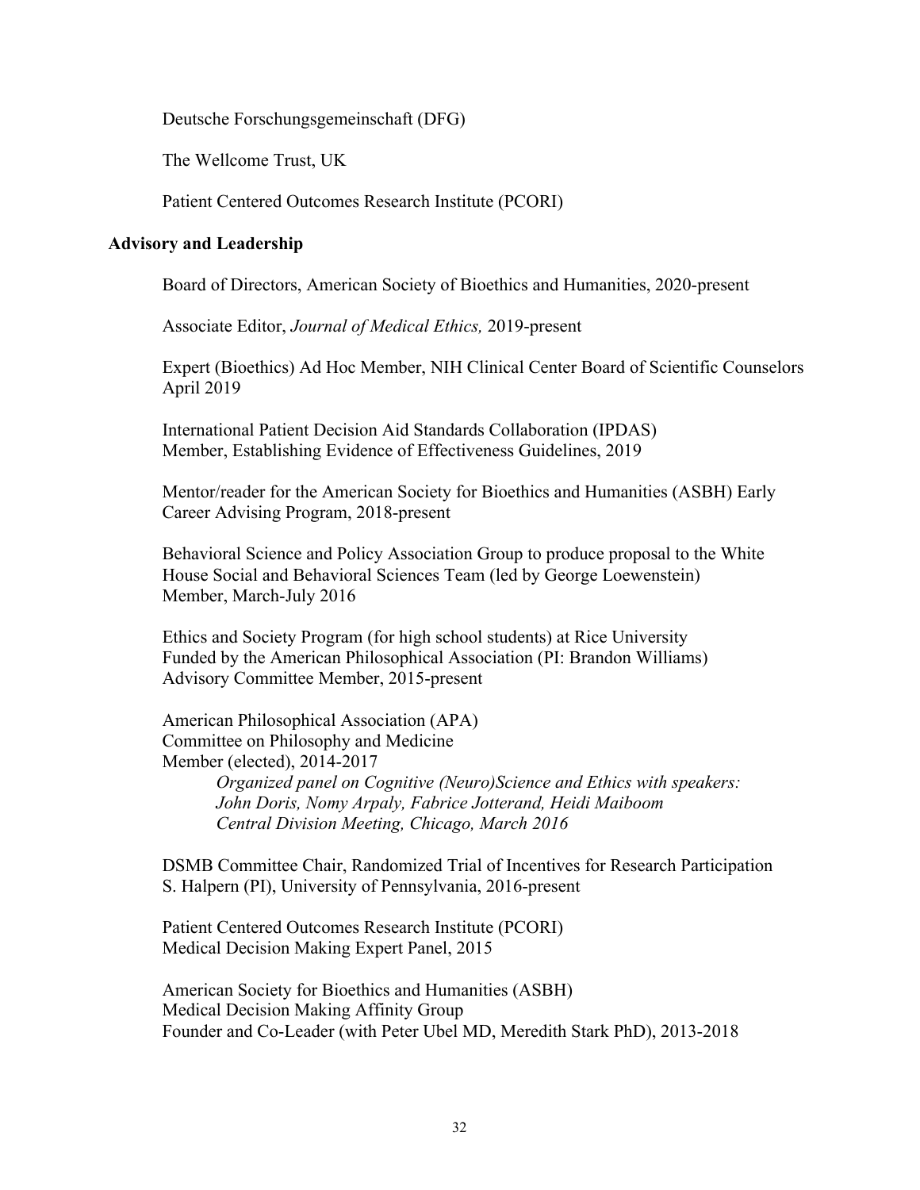Deutsche Forschungsgemeinschaft (DFG)

The Wellcome Trust, UK

Patient Centered Outcomes Research Institute (PCORI)

**Advisory and Leadership**

Board of Directors, American Society of Bioethics and Humanities, 2020-present

Associate Editor, *Journal of Medical Ethics,* 2019-present

Expert (Bioethics) Ad Hoc Member, NIH Clinical Center Board of Scientific Counselors
April 2019

International Patient Decision Aid Standards Collaboration (IPDAS)
Member, Establishing Evidence of Effectiveness Guidelines, 2019

Mentor/reader for the American Society for Bioethics and Humanities (ASBH) Early Career Advising Program, 2018-present

Behavioral Science and Policy Association Group to produce proposal to the White House Social and Behavioral Sciences Team (led by George Loewenstein)
Member, March-July 2016

Ethics and Society Program (for high school students) at Rice University
Funded by the American Philosophical Association (PI: Brandon Williams)
Advisory Committee Member, 2015-present

American Philosophical Association (APA)
Committee on Philosophy and Medicine
Member (elected), 2014-2017

*Organized panel on Cognitive (Neuro)Science and Ethics with speakers: John Doris, Nomy Arpaly, Fabrice Jotterand, Heidi Maiboom*
*Central Division Meeting, Chicago, March 2016*

DSMB Committee Chair, Randomized Trial of Incentives for Research Participation
S. Halpern (PI), University of Pennsylvania, 2016-present

Patient Centered Outcomes Research Institute (PCORI)
Medical Decision Making Expert Panel, 2015

American Society for Bioethics and Humanities (ASBH)
Medical Decision Making Affinity Group
Founder and Co-Leader (with Peter Ubel MD, Meredith Stark PhD), 2013-2018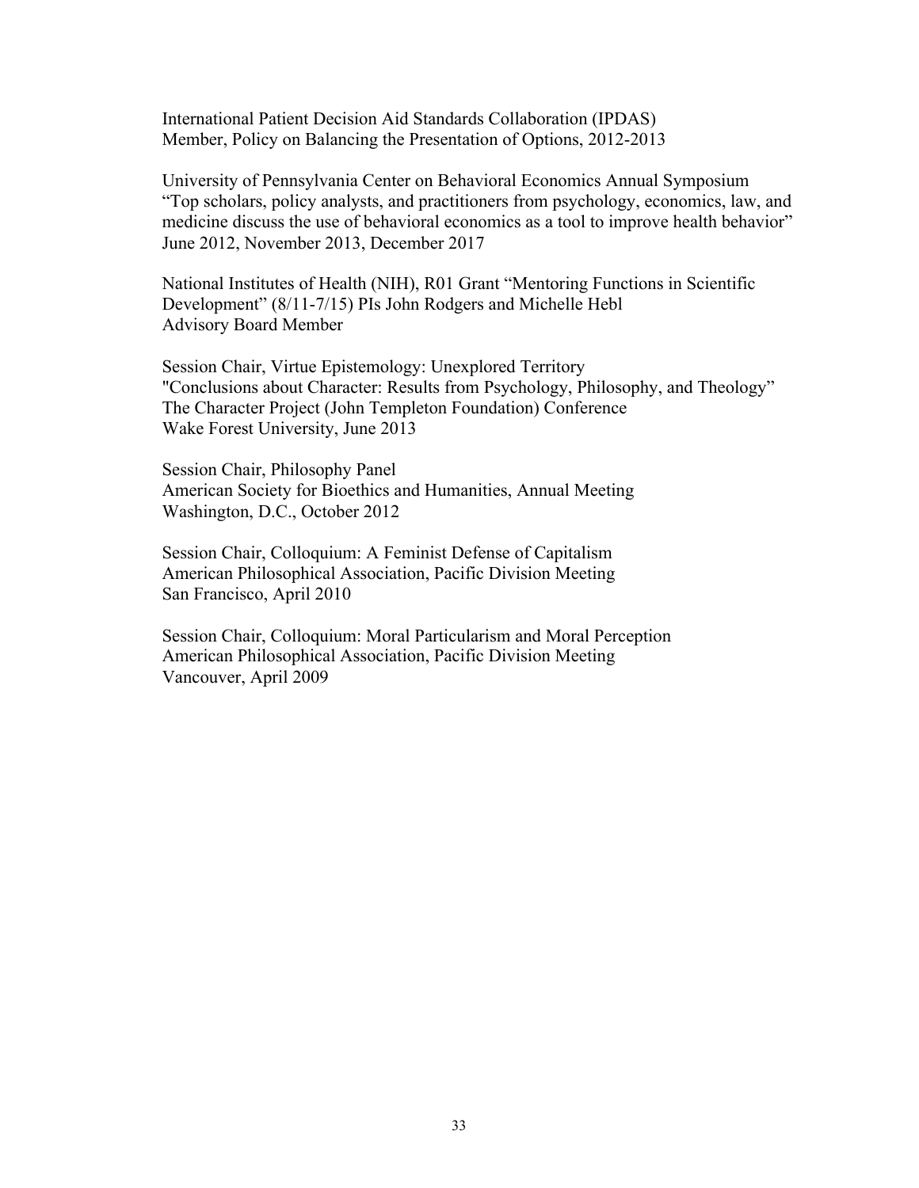International Patient Decision Aid Standards Collaboration (IPDAS)
Member, Policy on Balancing the Presentation of Options, 2012-2013

University of Pennsylvania Center on Behavioral Economics Annual Symposium
"Top scholars, policy analysts, and practitioners from psychology, economics, law, and medicine discuss the use of behavioral economics as a tool to improve health behavior"
June 2012, November 2013, December 2017

National Institutes of Health (NIH), R01 Grant "Mentoring Functions in Scientific Development" (8/11-7/15) PIs John Rodgers and Michelle Hebl
Advisory Board Member

Session Chair, Virtue Epistemology: Unexplored Territory
"Conclusions about Character: Results from Psychology, Philosophy, and Theology"
The Character Project (John Templeton Foundation) Conference
Wake Forest University, June 2013

Session Chair, Philosophy Panel
American Society for Bioethics and Humanities, Annual Meeting
Washington, D.C., October 2012

Session Chair, Colloquium: A Feminist Defense of Capitalism
American Philosophical Association, Pacific Division Meeting
San Francisco, April 2010

Session Chair, Colloquium: Moral Particularism and Moral Perception
American Philosophical Association, Pacific Division Meeting
Vancouver, April 2009